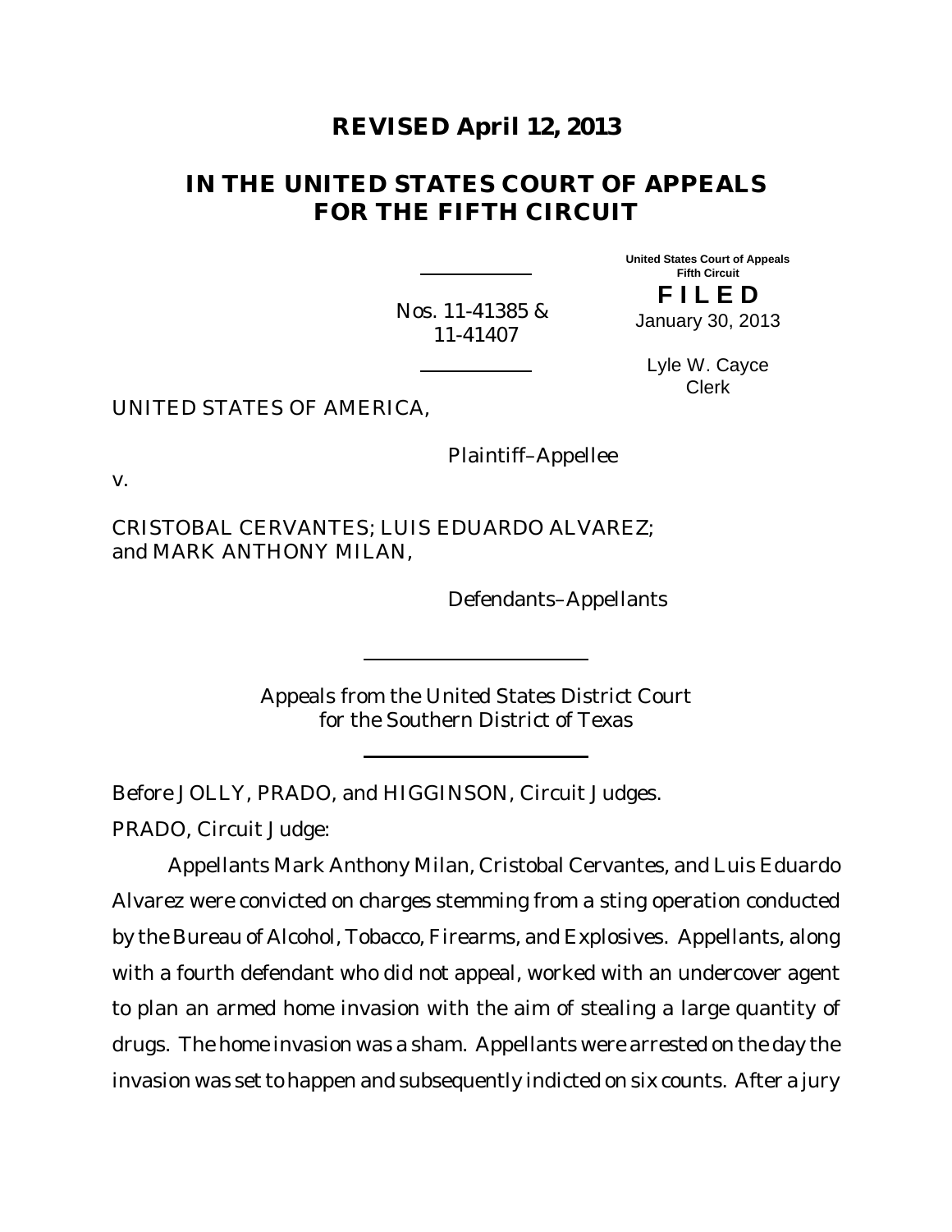# REVISED April 12, 2013

## IN THE UNITED STATES COURT OF APPEALS FOR THE FIFTH CIRCUIT

United States Court of Appeals
Fifth Circuit

**F I L E D**

January 30, 2013

Lyle W. Cayce
Clerk

Nos. 11-41385 & 11-41407

UNITED STATES OF AMERICA,

Plaintiff–Appellee

v.

CRISTOBAL CERVANTES; LUIS EDUARDO ALVAREZ; and MARK ANTHONY MILAN,

Defendants–Appellants

Appeals from the United States District Court for the Southern District of Texas

Before JOLLY, PRADO, and HIGGINSON, Circuit Judges.

PRADO, Circuit Judge:

Appellants Mark Anthony Milan, Cristobal Cervantes, and Luis Eduardo Alvarez were convicted on charges stemming from a sting operation conducted by the Bureau of Alcohol, Tobacco, Firearms, and Explosives. Appellants, along with a fourth defendant who did not appeal, worked with an undercover agent to plan an armed home invasion with the aim of stealing a large quantity of drugs. The home invasion was a sham. Appellants were arrested on the day the invasion was set to happen and subsequently indicted on six counts. After a jury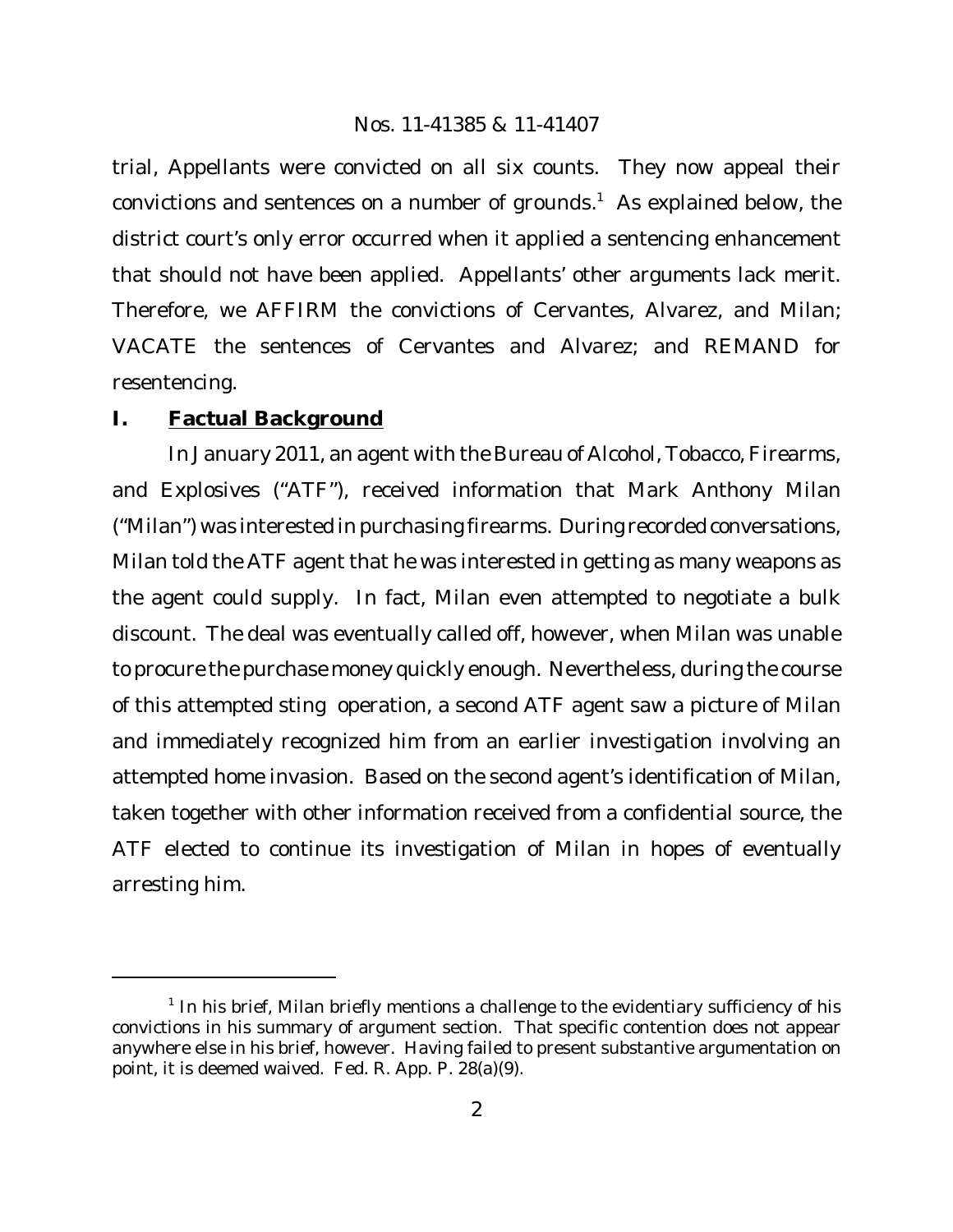trial, Appellants were convicted on all six counts. They now appeal their convictions and sentences on a number of grounds.[1] As explained below, the district court's only error occurred when it applied a sentencing enhancement that should not have been applied. Appellants' other arguments lack merit. Therefore, we AFFIRM the convictions of Cervantes, Alvarez, and Milan; VACATE the sentences of Cervantes and Alvarez; and REMAND for resentencing.

## I. Factual Background

In January 2011, an agent with the Bureau of Alcohol, Tobacco, Firearms, and Explosives ("ATF"), received information that Mark Anthony Milan ("Milan") was interested in purchasing firearms. During recorded conversations, Milan told the ATF agent that he was interested in getting as many weapons as the agent could supply. In fact, Milan even attempted to negotiate a bulk discount. The deal was eventually called off, however, when Milan was unable to procure the purchase money quickly enough. Nevertheless, during the course of this attempted sting operation, a second ATF agent saw a picture of Milan and immediately recognized him from an earlier investigation involving an attempted home invasion. Based on the second agent's identification of Milan, taken together with other information received from a confidential source, the ATF elected to continue its investigation of Milan in hopes of eventually arresting him.

---

[1] In his brief, Milan briefly mentions a challenge to the evidentiary sufficiency of his convictions in his summary of argument section. That specific contention does not appear anywhere else in his brief, however. Having failed to present substantive argumentation on point, it is deemed waived. Fed. R. App. P. 28(a)(9).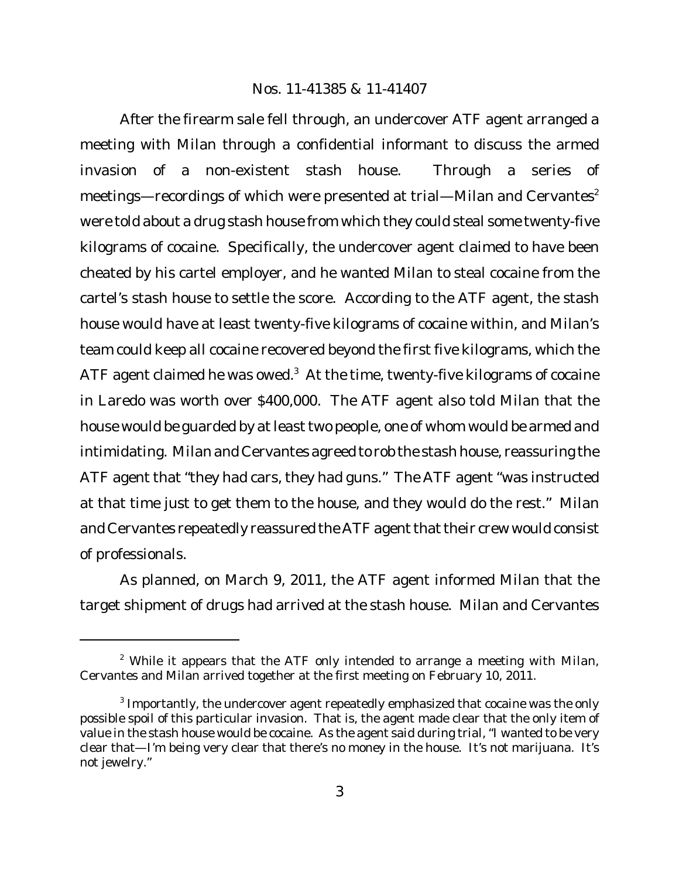After the firearm sale fell through, an undercover ATF agent arranged a meeting with Milan through a confidential informant to discuss the armed invasion of a non-existent stash house. Through a series of meetings—recordings of which were presented at trial—Milan and Cervantes[2] were told about a drug stash house from which they could steal some twenty-five kilograms of cocaine. Specifically, the undercover agent claimed to have been cheated by his cartel employer, and he wanted Milan to steal cocaine from the cartel's stash house to settle the score. According to the ATF agent, the stash house would have at least twenty-five kilograms of cocaine within, and Milan's team could keep all cocaine recovered beyond the first five kilograms, which the ATF agent claimed he was owed.[3] At the time, twenty-five kilograms of cocaine in Laredo was worth over $400,000. The ATF agent also told Milan that the house would be guarded by at least two people, one of whom would be armed and intimidating. Milan and Cervantes agreed to rob the stash house, reassuring the ATF agent that "they had cars, they had guns." The ATF agent "was instructed at that time just to get them to the house, and they would do the rest." Milan and Cervantes repeatedly reassured the ATF agent that their crew would consist of professionals.

As planned, on March 9, 2011, the ATF agent informed Milan that the target shipment of drugs had arrived at the stash house. Milan and Cervantes

---

[2] While it appears that the ATF only intended to arrange a meeting with Milan, Cervantes and Milan arrived together at the first meeting on February 10, 2011.

[3] Importantly, the undercover agent repeatedly emphasized that cocaine was the only possible spoil of this particular invasion. That is, the agent made clear that the only item of value in the stash house would be cocaine. As the agent said during trial, "I wanted to be very clear that—I'm being very clear that there's no money in the house. It's not marijuana. It's not jewelry."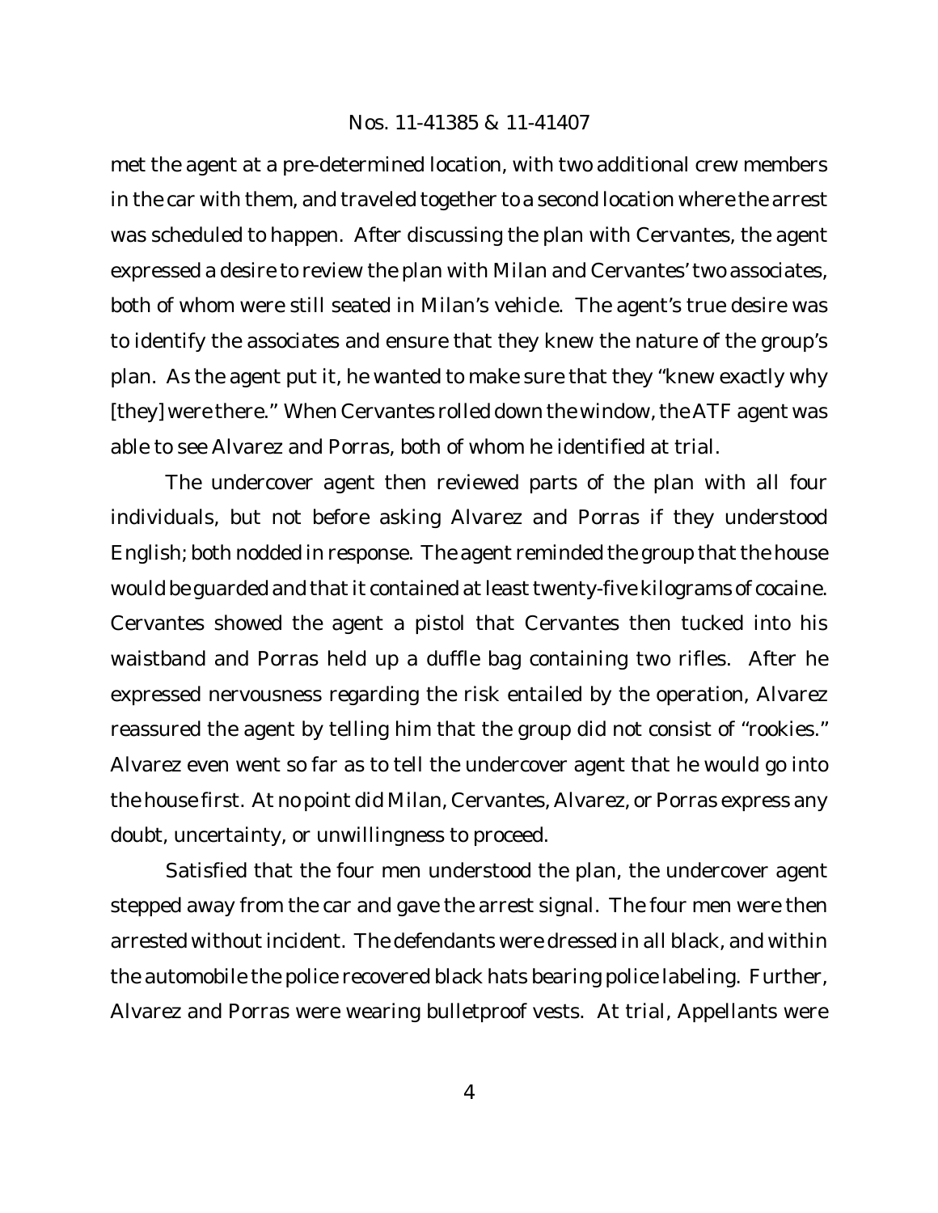met the agent at a pre-determined location, with two additional crew members in the car with them, and traveled together to a second location where the arrest was scheduled to happen. After discussing the plan with Cervantes, the agent expressed a desire to review the plan with Milan and Cervantes' two associates, both of whom were still seated in Milan's vehicle. The agent's true desire was to identify the associates and ensure that they knew the nature of the group's plan. As the agent put it, he wanted to make sure that they "knew exactly why [they] were there." When Cervantes rolled down the window, the ATF agent was able to see Alvarez and Porras, both of whom he identified at trial.

The undercover agent then reviewed parts of the plan with all four individuals, but not before asking Alvarez and Porras if they understood English; both nodded in response. The agent reminded the group that the house would be guarded and that it contained at least twenty-five kilograms of cocaine. Cervantes showed the agent a pistol that Cervantes then tucked into his waistband and Porras held up a duffle bag containing two rifles. After he expressed nervousness regarding the risk entailed by the operation, Alvarez reassured the agent by telling him that the group did not consist of "rookies." Alvarez even went so far as to tell the undercover agent that he would go into the house first. At no point did Milan, Cervantes, Alvarez, or Porras express any doubt, uncertainty, or unwillingness to proceed.

Satisfied that the four men understood the plan, the undercover agent stepped away from the car and gave the arrest signal. The four men were then arrested without incident. The defendants were dressed in all black, and within the automobile the police recovered black hats bearing police labeling. Further, Alvarez and Porras were wearing bulletproof vests. At trial, Appellants were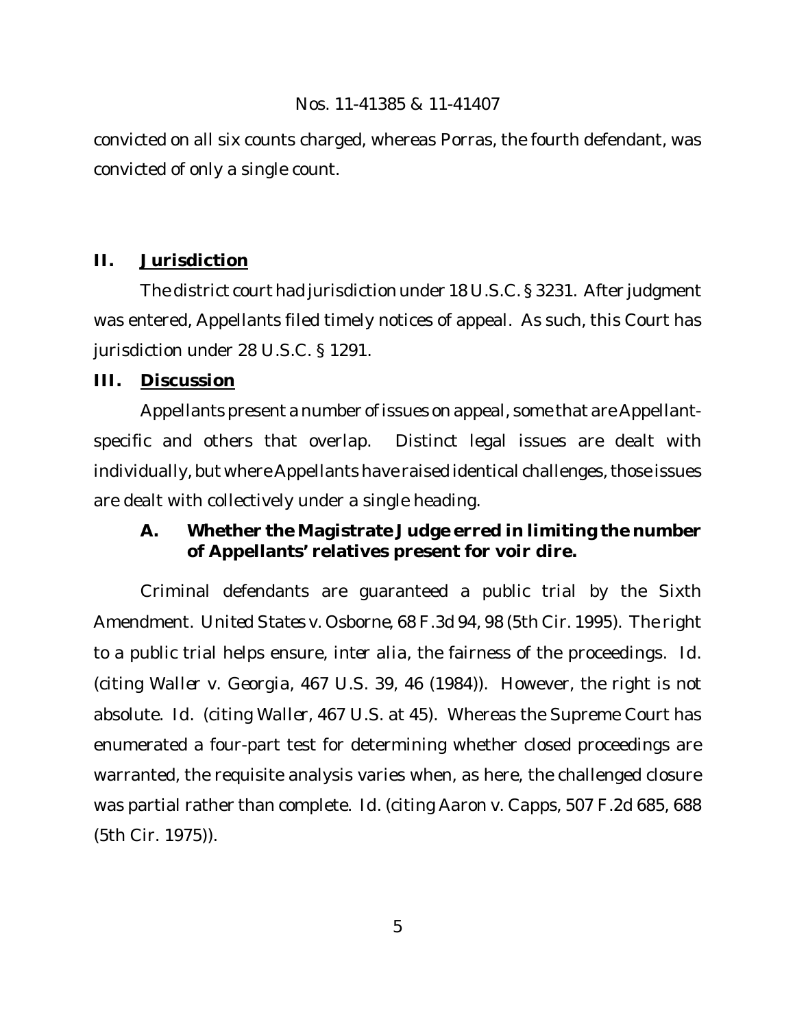convicted on all six counts charged, whereas Porras, the fourth defendant, was convicted of only a single count.

## II. Jurisdiction

The district court had jurisdiction under 18 U.S.C. § 3231. After judgment was entered, Appellants filed timely notices of appeal. As such, this Court has jurisdiction under 28 U.S.C. § 1291.

## III. Discussion

Appellants present a number of issues on appeal, some that are Appellant-specific and others that overlap. Distinct legal issues are dealt with individually, but where Appellants have raised identical challenges, those issues are dealt with collectively under a single heading.

### A. Whether the Magistrate Judge erred in limiting the number of Appellants' relatives present for voir dire.

Criminal defendants are guaranteed a public trial by the Sixth Amendment. *United States v. Osborne*, 68 F.3d 94, 98 (5th Cir. 1995). The right to a public trial helps ensure, *inter alia*, the fairness of the proceedings. *Id.* (citing *Waller v. Georgia*, 467 U.S. 39, 46 (1984)). However, the right is not absolute. *Id.* (citing *Waller*, 467 U.S. at 45). Whereas the Supreme Court has enumerated a four-part test for determining whether closed proceedings are warranted, the requisite analysis varies when, as here, the challenged closure was partial rather than complete. *Id.* (citing *Aaron v. Capps*, 507 F.2d 685, 688 (5th Cir. 1975)).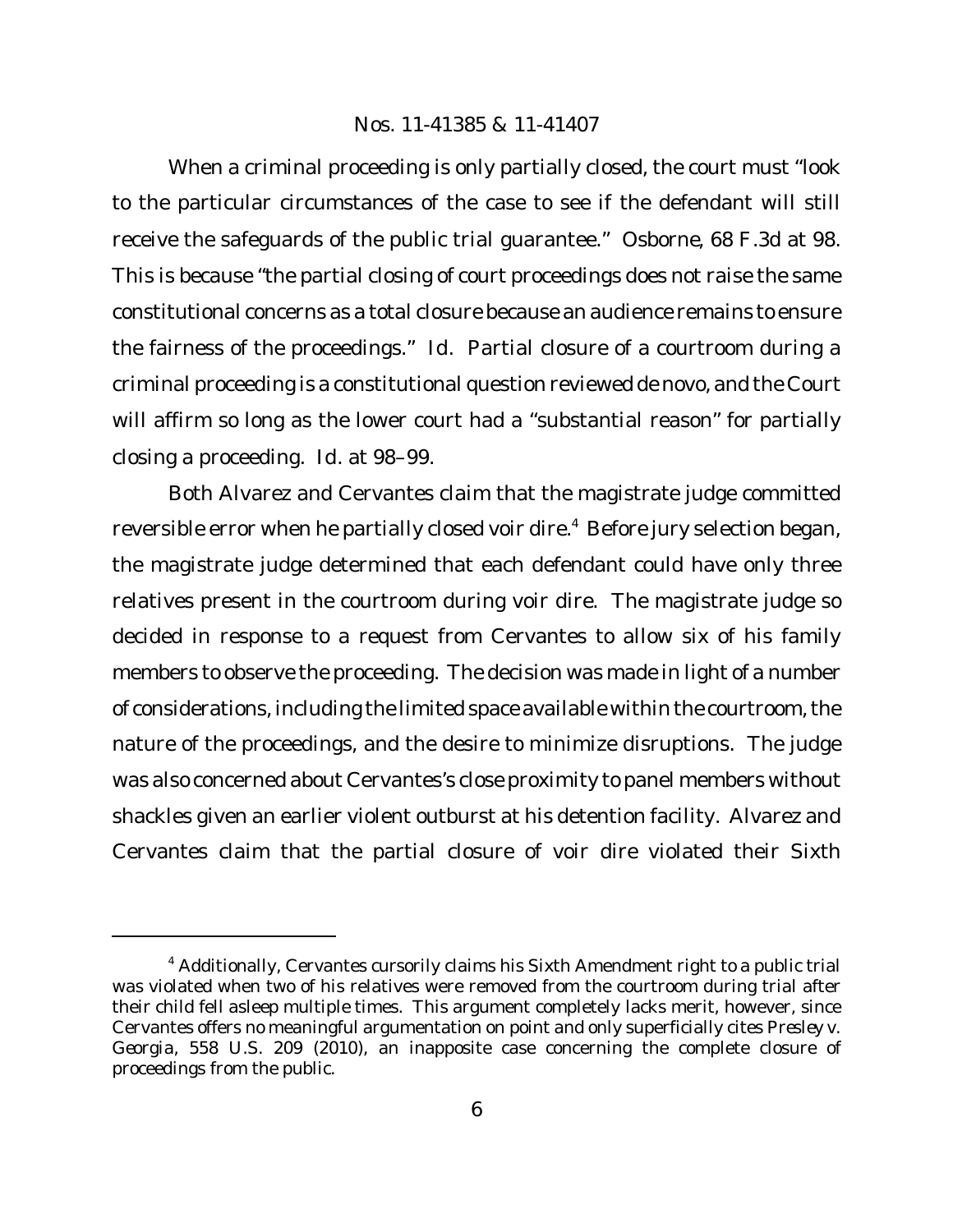When a criminal proceeding is only partially closed, the court must "look to the particular circumstances of the case to see if the defendant will still receive the safeguards of the public trial guarantee." *Osborne*, 68 F.3d at 98. This is because "the partial closing of court proceedings does not raise the same constitutional concerns as a total closure because an audience remains to ensure the fairness of the proceedings." *Id.* Partial closure of a courtroom during a criminal proceeding is a constitutional question reviewed de novo, and the Court will affirm so long as the lower court had a "substantial reason" for partially closing a proceeding. *Id.* at 98–99.

Both Alvarez and Cervantes claim that the magistrate judge committed reversible error when he partially closed voir dire.[4] Before jury selection began, the magistrate judge determined that each defendant could have only three relatives present in the courtroom during voir dire. The magistrate judge so decided in response to a request from Cervantes to allow six of his family members to observe the proceeding. The decision was made in light of a number of considerations, including the limited space available within the courtroom, the nature of the proceedings, and the desire to minimize disruptions. The judge was also concerned about Cervantes's close proximity to panel members without shackles given an earlier violent outburst at his detention facility. Alvarez and Cervantes claim that the partial closure of voir dire violated their Sixth

[4] Additionally, Cervantes cursorily claims his Sixth Amendment right to a public trial was violated when two of his relatives were removed from the courtroom during trial after their child fell asleep multiple times. This argument completely lacks merit, however, since Cervantes offers no meaningful argumentation on point and only superficially cites *Presley v. Georgia*, 558 U.S. 209 (2010), an inapposite case concerning the complete closure of proceedings from the public.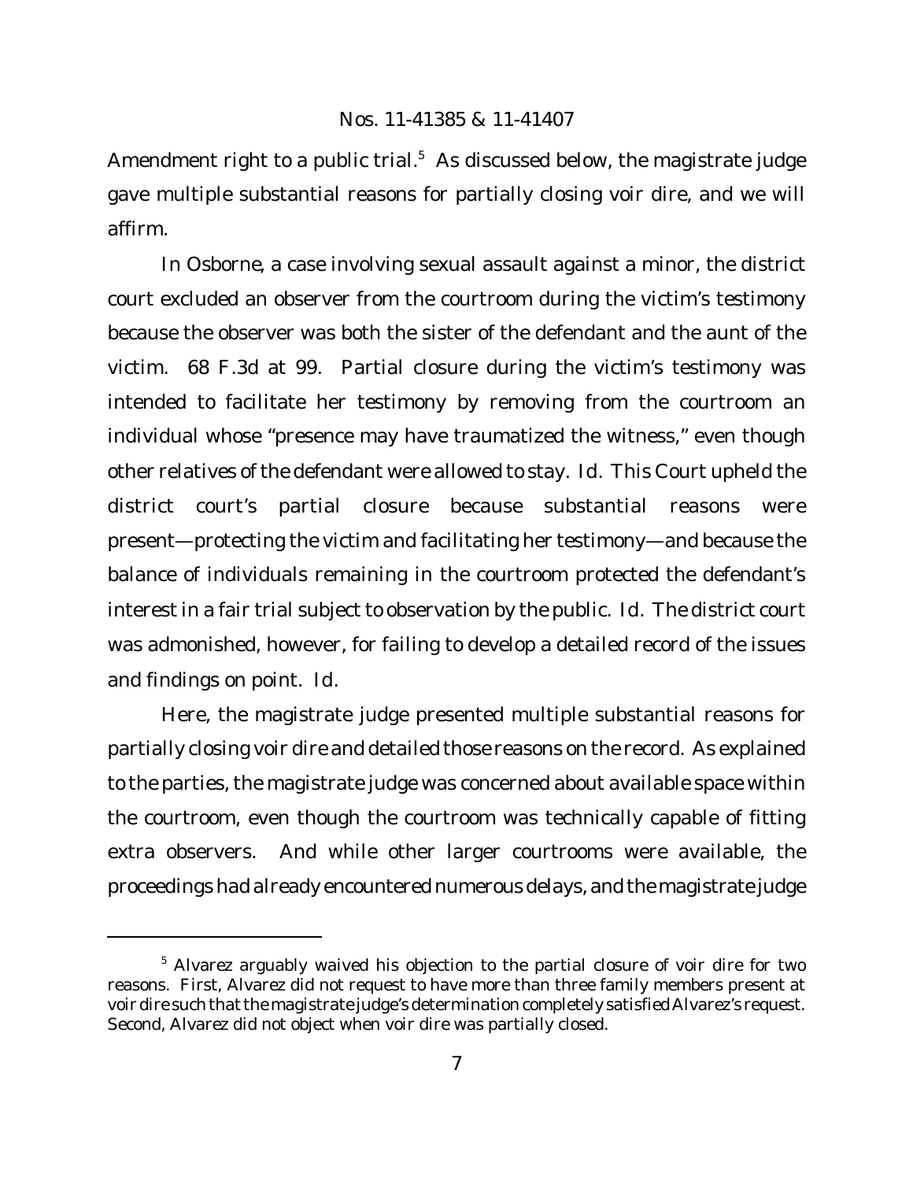Amendment right to a public trial.[5] As discussed below, the magistrate judge gave multiple substantial reasons for partially closing voir dire, and we will affirm.

In *Osborne*, a case involving sexual assault against a minor, the district court excluded an observer from the courtroom during the victim's testimony because the observer was both the sister of the defendant and the aunt of the victim. 68 F.3d at 99. Partial closure during the victim's testimony was intended to facilitate her testimony by removing from the courtroom an individual whose "presence may have traumatized the witness," even though other relatives of the defendant were allowed to stay. *Id.* This Court upheld the district court's partial closure because substantial reasons were present—protecting the victim and facilitating her testimony—and because the balance of individuals remaining in the courtroom protected the defendant's interest in a fair trial subject to observation by the public. *Id.* The district court was admonished, however, for failing to develop a detailed record of the issues and findings on point. *Id.*

Here, the magistrate judge presented multiple substantial reasons for partially closing voir dire and detailed those reasons on the record. As explained to the parties, the magistrate judge was concerned about available space within the courtroom, even though the courtroom was technically capable of fitting extra observers. And while other larger courtrooms were available, the proceedings had already encountered numerous delays, and the magistrate judge

---

[5] Alvarez arguably waived his objection to the partial closure of voir dire for two reasons. First, Alvarez did not request to have more than three family members present at voir dire such that the magistrate judge's determination completely satisfied Alvarez's request. Second, Alvarez did not object when voir dire was partially closed.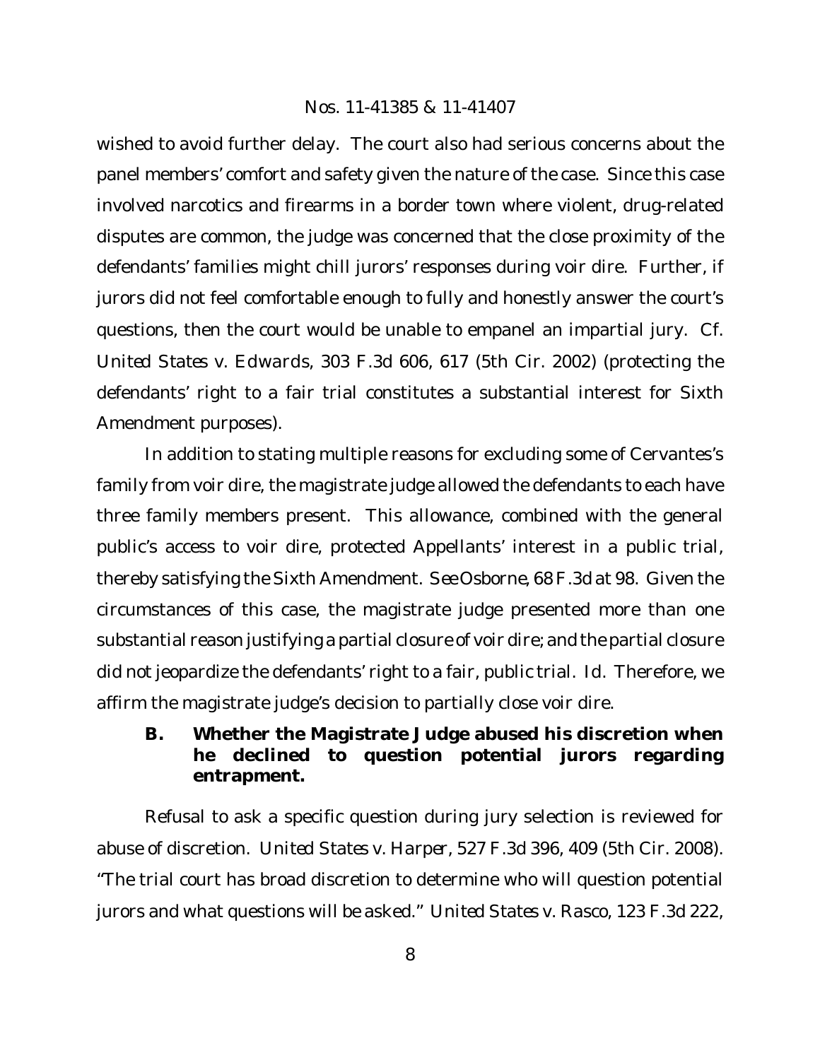wished to avoid further delay. The court also had serious concerns about the panel members' comfort and safety given the nature of the case. Since this case involved narcotics and firearms in a border town where violent, drug-related disputes are common, the judge was concerned that the close proximity of the defendants' families might chill jurors' responses during voir dire. Further, if jurors did not feel comfortable enough to fully and honestly answer the court's questions, then the court would be unable to empanel an impartial jury. *Cf.* *United States v. Edwards*, 303 F.3d 606, 617 (5th Cir. 2002) (protecting the defendants' right to a fair trial constitutes a substantial interest for Sixth Amendment purposes).

In addition to stating multiple reasons for excluding some of Cervantes's family from voir dire, the magistrate judge allowed the defendants to each have three family members present. This allowance, combined with the general public's access to voir dire, protected Appellants' interest in a public trial, thereby satisfying the Sixth Amendment. *See Osborne*, 68 F.3d at 98. Given the circumstances of this case, the magistrate judge presented more than one substantial reason justifying a partial closure of voir dire; and the partial closure did not jeopardize the defendants' right to a fair, public trial. *Id.* Therefore, we affirm the magistrate judge's decision to partially close voir dire.

### B. Whether the Magistrate Judge abused his discretion when he declined to question potential jurors regarding entrapment.

Refusal to ask a specific question during jury selection is reviewed for abuse of discretion. *United States v. Harper*, 527 F.3d 396, 409 (5th Cir. 2008). "The trial court has broad discretion to determine who will question potential jurors and what questions will be asked." *United States v. Rasco*, 123 F.3d 222,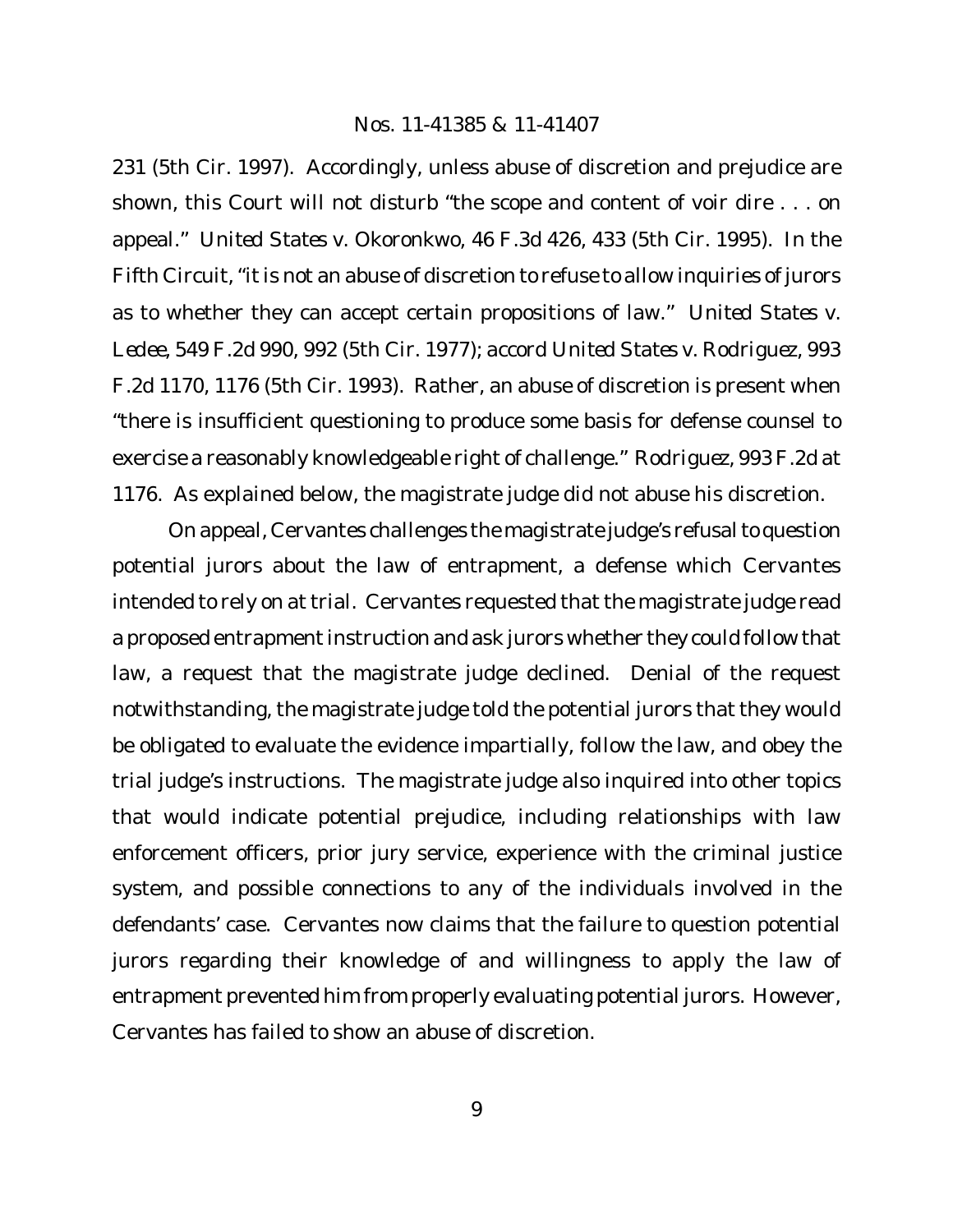231 (5th Cir. 1997). Accordingly, unless abuse of discretion and prejudice are shown, this Court will not disturb "the scope and content of voir dire . . . on appeal." *United States v. Okoronkwo*, 46 F.3d 426, 433 (5th Cir. 1995). In the Fifth Circuit, "it is not an abuse of discretion to refuse to allow inquiries of jurors as to whether they can accept certain propositions of law." *United States v. Ledee*, 549 F.2d 990, 992 (5th Cir. 1977); *accord United States v. Rodriguez*, 993 F.2d 1170, 1176 (5th Cir. 1993). Rather, an abuse of discretion is present when "there is insufficient questioning to produce some basis for defense counsel to exercise a reasonably knowledgeable right of challenge." *Rodriguez*, 993 F.2d at 1176. As explained below, the magistrate judge did not abuse his discretion.

On appeal, Cervantes challenges the magistrate judge's refusal to question potential jurors about the law of entrapment, a defense which Cervantes intended to rely on at trial. Cervantes requested that the magistrate judge read a proposed entrapment instruction and ask jurors whether they could follow that law, a request that the magistrate judge declined. Denial of the request notwithstanding, the magistrate judge told the potential jurors that they would be obligated to evaluate the evidence impartially, follow the law, and obey the trial judge's instructions. The magistrate judge also inquired into other topics that would indicate potential prejudice, including relationships with law enforcement officers, prior jury service, experience with the criminal justice system, and possible connections to any of the individuals involved in the defendants' case. Cervantes now claims that the failure to question potential jurors regarding their knowledge of and willingness to apply the law of entrapment prevented him from properly evaluating potential jurors. However, Cervantes has failed to show an abuse of discretion.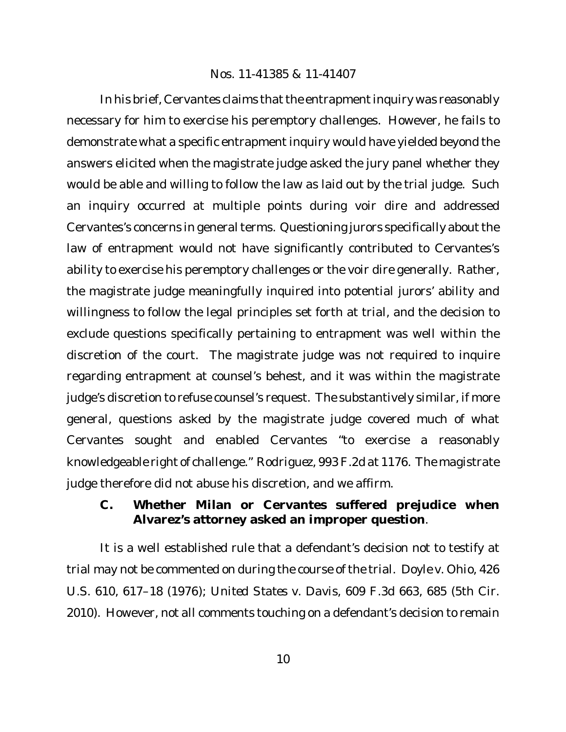In his brief, Cervantes claims that the entrapment inquiry was reasonably necessary for him to exercise his peremptory challenges. However, he fails to demonstrate what a specific entrapment inquiry would have yielded beyond the answers elicited when the magistrate judge asked the jury panel whether they would be able and willing to follow the law as laid out by the trial judge. Such an inquiry occurred at multiple points during voir dire and addressed Cervantes's concerns in general terms. Questioning jurors specifically about the law of entrapment would not have significantly contributed to Cervantes's ability to exercise his peremptory challenges or the voir dire generally. Rather, the magistrate judge meaningfully inquired into potential jurors' ability and willingness to follow the legal principles set forth at trial, and the decision to exclude questions specifically pertaining to entrapment was well within the discretion of the court. The magistrate judge was not required to inquire regarding entrapment at counsel's behest, and it was within the magistrate judge's discretion to refuse counsel's request. The substantively similar, if more general, questions asked by the magistrate judge covered much of what Cervantes sought and enabled Cervantes "to exercise a reasonably knowledgeable right of challenge." *Rodriguez*, 993 F.2d at 1176. The magistrate judge therefore did not abuse his discretion, and we affirm.

### C. Whether Milan or Cervantes suffered prejudice when Alvarez's attorney asked an improper question.

It is a well established rule that a defendant's decision not to testify at trial may not be commented on during the course of the trial. *Doyle v. Ohio*, 426 U.S. 610, 617–18 (1976); *United States v. Davis*, 609 F.3d 663, 685 (5th Cir. 2010). However, not all comments touching on a defendant's decision to remain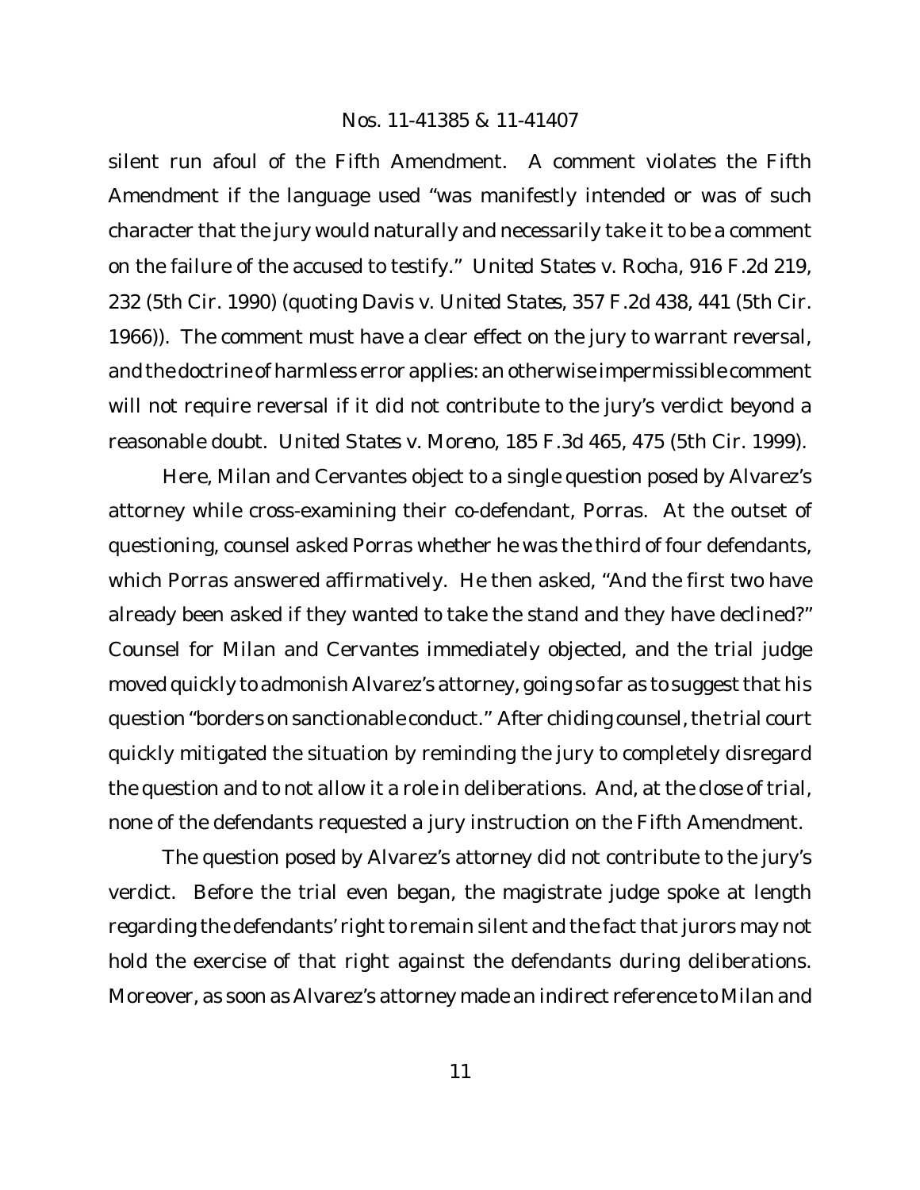silent run afoul of the Fifth Amendment. A comment violates the Fifth Amendment if the language used "was manifestly intended or was of such character that the jury would naturally and necessarily take it to be a comment on the failure of the accused to testify." *United States v. Rocha*, 916 F.2d 219, 232 (5th Cir. 1990) (quoting *Davis v. United States*, 357 F.2d 438, 441 (5th Cir. 1966)). The comment must have a clear effect on the jury to warrant reversal, and the doctrine of harmless error applies: an otherwise impermissible comment will not require reversal if it did not contribute to the jury's verdict beyond a reasonable doubt. *United States v. Moreno*, 185 F.3d 465, 475 (5th Cir. 1999).

Here, Milan and Cervantes object to a single question posed by Alvarez's attorney while cross-examining their co-defendant, Porras. At the outset of questioning, counsel asked Porras whether he was the third of four defendants, which Porras answered affirmatively. He then asked, "And the first two have already been asked if they wanted to take the stand and they have declined?" Counsel for Milan and Cervantes immediately objected, and the trial judge moved quickly to admonish Alvarez's attorney, going so far as to suggest that his question "borders on sanctionable conduct." After chiding counsel, the trial court quickly mitigated the situation by reminding the jury to completely disregard the question and to not allow it a role in deliberations. And, at the close of trial, none of the defendants requested a jury instruction on the Fifth Amendment.

The question posed by Alvarez's attorney did not contribute to the jury's verdict. Before the trial even began, the magistrate judge spoke at length regarding the defendants' right to remain silent and the fact that jurors may not hold the exercise of that right against the defendants during deliberations. Moreover, as soon as Alvarez's attorney made an indirect reference to Milan and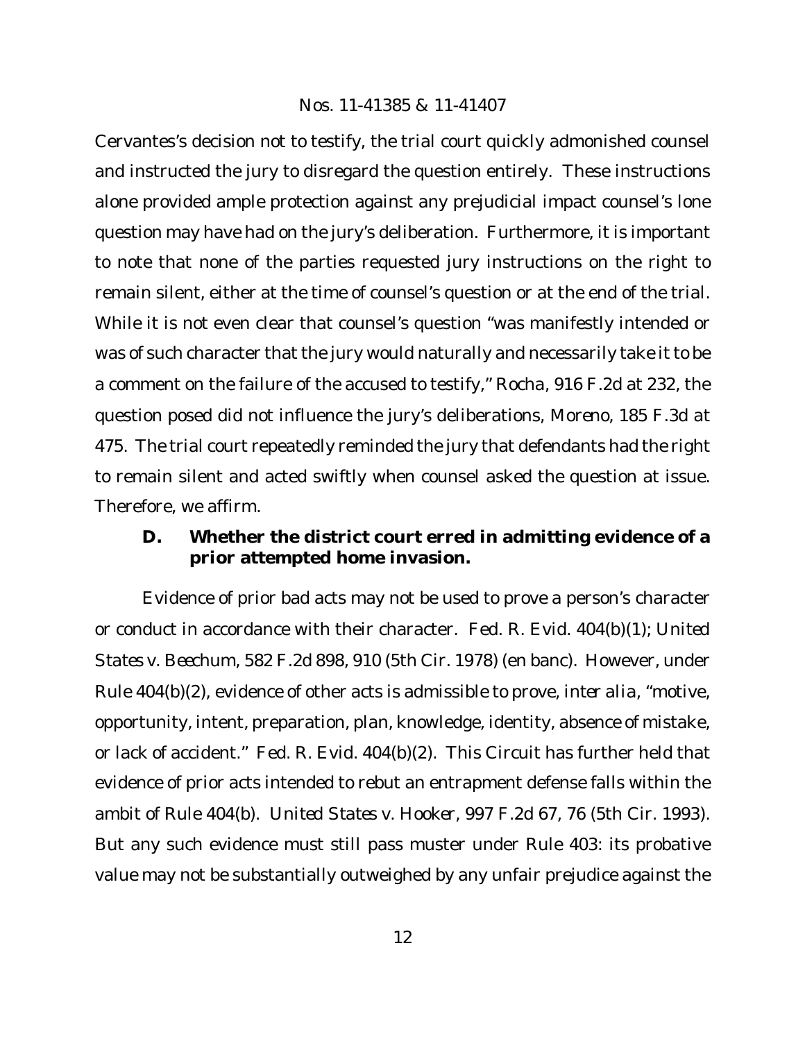Cervantes's decision not to testify, the trial court quickly admonished counsel and instructed the jury to disregard the question entirely. These instructions alone provided ample protection against any prejudicial impact counsel's lone question may have had on the jury's deliberation. Furthermore, it is important to note that none of the parties requested jury instructions on the right to remain silent, either at the time of counsel's question or at the end of the trial. While it is not even clear that counsel's question "was manifestly intended or was of such character that the jury would naturally and necessarily take it to be a comment on the failure of the accused to testify," *Rocha*, 916 F.2d at 232, the question posed did not influence the jury's deliberations, *Moreno*, 185 F.3d at 475. The trial court repeatedly reminded the jury that defendants had the right to remain silent and acted swiftly when counsel asked the question at issue. Therefore, we affirm.

### D. Whether the district court erred in admitting evidence of a prior attempted home invasion.

Evidence of prior bad acts may not be used to prove a person's character or conduct in accordance with their character. Fed. R. Evid. 404(b)(1); *United States v. Beechum*, 582 F.2d 898, 910 (5th Cir. 1978) (en banc). However, under Rule 404(b)(2), evidence of other acts is admissible to prove, *inter alia*, "motive, opportunity, intent, preparation, plan, knowledge, identity, absence of mistake, or lack of accident." Fed. R. Evid. 404(b)(2). This Circuit has further held that evidence of prior acts intended to rebut an entrapment defense falls within the ambit of Rule 404(b). *United States v. Hooker*, 997 F.2d 67, 76 (5th Cir. 1993). But any such evidence must still pass muster under Rule 403: its probative value may not be substantially outweighed by any unfair prejudice against the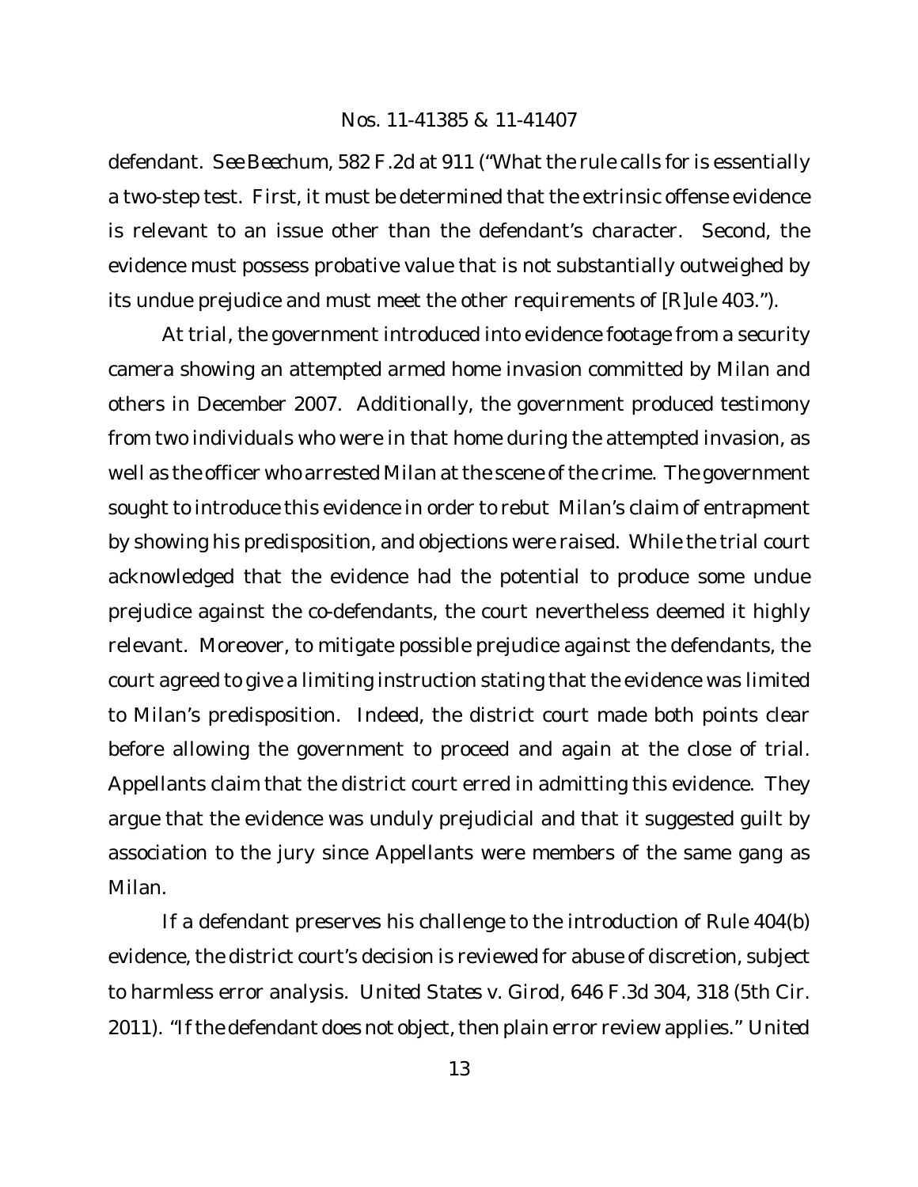defendant. *See Beechum*, 582 F.2d at 911 ("What the rule calls for is essentially a two-step test. First, it must be determined that the extrinsic offense evidence is relevant to an issue other than the defendant's character. Second, the evidence must possess probative value that is not substantially outweighed by its undue prejudice and must meet the other requirements of [R]ule 403.").

At trial, the government introduced into evidence footage from a security camera showing an attempted armed home invasion committed by Milan and others in December 2007. Additionally, the government produced testimony from two individuals who were in that home during the attempted invasion, as well as the officer who arrested Milan at the scene of the crime. The government sought to introduce this evidence in order to rebut Milan's claim of entrapment by showing his predisposition, and objections were raised. While the trial court acknowledged that the evidence had the potential to produce some undue prejudice against the co-defendants, the court nevertheless deemed it highly relevant. Moreover, to mitigate possible prejudice against the defendants, the court agreed to give a limiting instruction stating that the evidence was limited to Milan's predisposition. Indeed, the district court made both points clear before allowing the government to proceed and again at the close of trial. Appellants claim that the district court erred in admitting this evidence. They argue that the evidence was unduly prejudicial and that it suggested guilt by association to the jury since Appellants were members of the same gang as Milan.

If a defendant preserves his challenge to the introduction of Rule 404(b) evidence, the district court's decision is reviewed for abuse of discretion, subject to harmless error analysis. *United States v. Girod*, 646 F.3d 304, 318 (5th Cir. 2011). "If the defendant does not object, then plain error review applies." *United*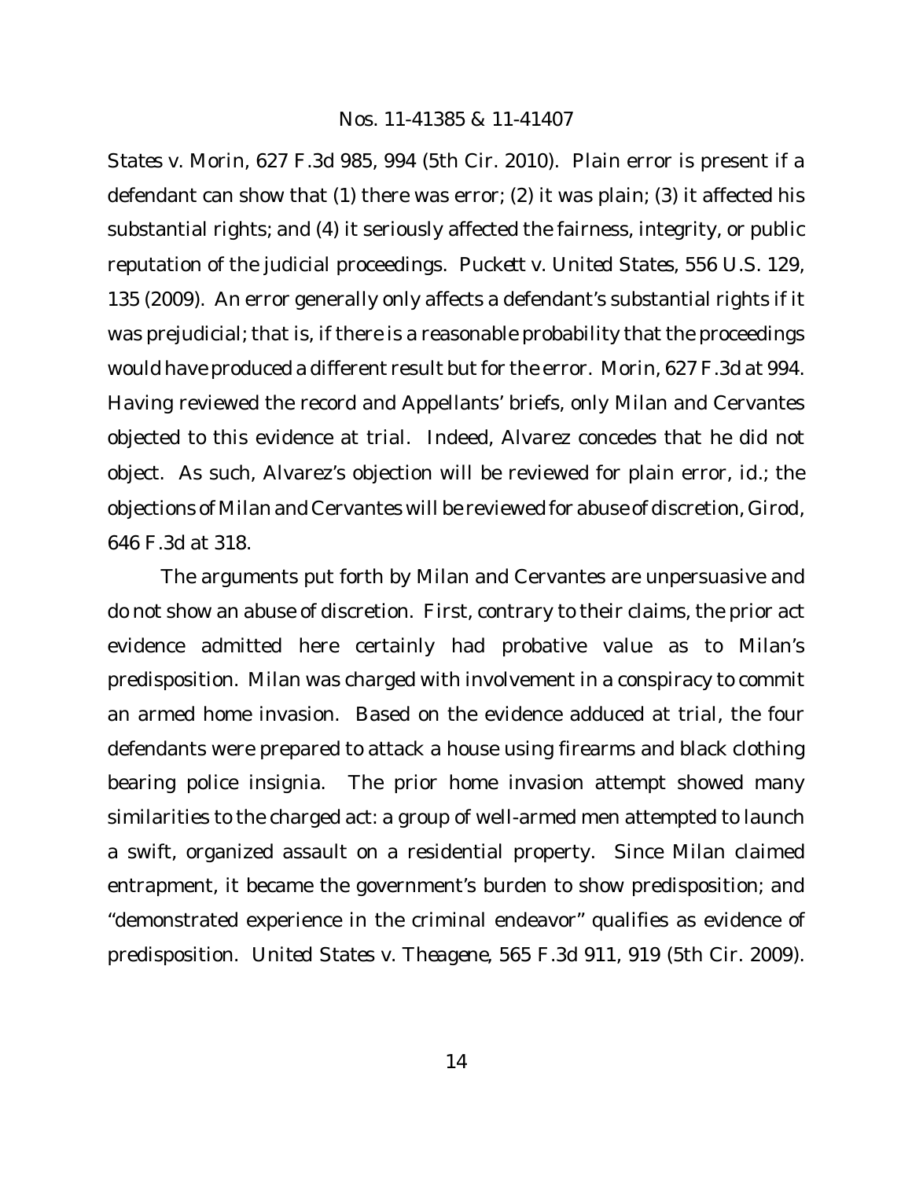States v. Morin, 627 F.3d 985, 994 (5th Cir. 2010). Plain error is present if a defendant can show that (1) there was error; (2) it was plain; (3) it affected his substantial rights; and (4) it seriously affected the fairness, integrity, or public reputation of the judicial proceedings. *Puckett v. United States*, 556 U.S. 129, 135 (2009). An error generally only affects a defendant's substantial rights if it was prejudicial; that is, if there is a reasonable probability that the proceedings would have produced a different result but for the error. *Morin*, 627 F.3d at 994. Having reviewed the record and Appellants' briefs, only Milan and Cervantes objected to this evidence at trial. Indeed, Alvarez concedes that he did not object. As such, Alvarez's objection will be reviewed for plain error, *id.*; the objections of Milan and Cervantes will be reviewed for abuse of discretion, *Girod*, 646 F.3d at 318.

The arguments put forth by Milan and Cervantes are unpersuasive and do not show an abuse of discretion. First, contrary to their claims, the prior act evidence admitted here certainly had probative value as to Milan's predisposition. Milan was charged with involvement in a conspiracy to commit an armed home invasion. Based on the evidence adduced at trial, the four defendants were prepared to attack a house using firearms and black clothing bearing police insignia. The prior home invasion attempt showed many similarities to the charged act: a group of well-armed men attempted to launch a swift, organized assault on a residential property. Since Milan claimed entrapment, it became the government's burden to show predisposition; and "demonstrated experience in the criminal endeavor" qualifies as evidence of predisposition. *United States v. Theagene*, 565 F.3d 911, 919 (5th Cir. 2009).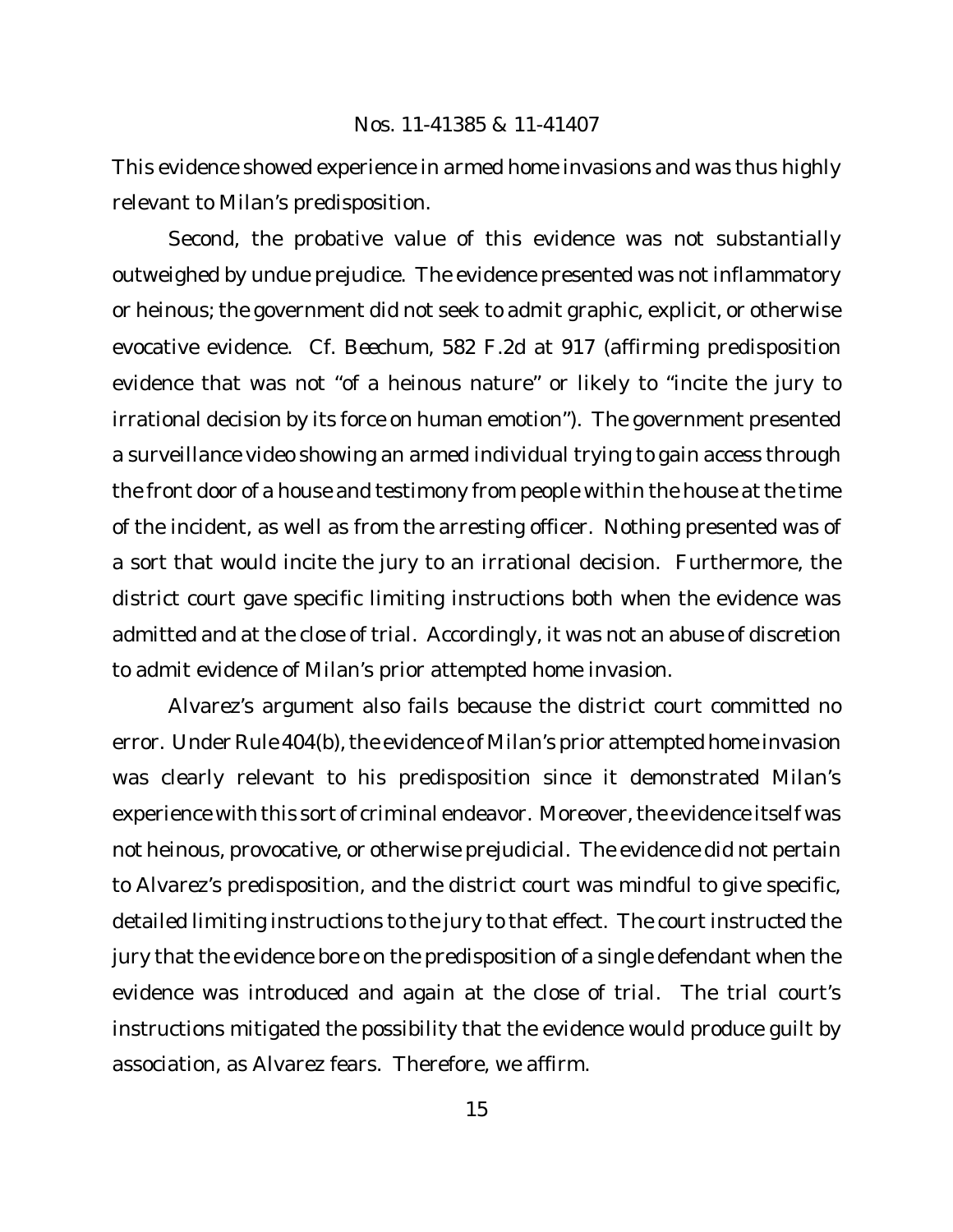This evidence showed experience in armed home invasions and was thus highly relevant to Milan's predisposition.

Second, the probative value of this evidence was not substantially outweighed by undue prejudice. The evidence presented was not inflammatory or heinous; the government did not seek to admit graphic, explicit, or otherwise evocative evidence. *Cf. Beechum*, 582 F.2d at 917 (affirming predisposition evidence that was not "of a heinous nature" or likely to "incite the jury to irrational decision by its force on human emotion"). The government presented a surveillance video showing an armed individual trying to gain access through the front door of a house and testimony from people within the house at the time of the incident, as well as from the arresting officer. Nothing presented was of a sort that would incite the jury to an irrational decision. Furthermore, the district court gave specific limiting instructions both when the evidence was admitted and at the close of trial. Accordingly, it was not an abuse of discretion to admit evidence of Milan's prior attempted home invasion.

Alvarez's argument also fails because the district court committed no error. Under Rule 404(b), the evidence of Milan's prior attempted home invasion was clearly relevant to his predisposition since it demonstrated Milan's experience with this sort of criminal endeavor. Moreover, the evidence itself was not heinous, provocative, or otherwise prejudicial. The evidence did not pertain to Alvarez's predisposition, and the district court was mindful to give specific, detailed limiting instructions to the jury to that effect. The court instructed the jury that the evidence bore on the predisposition of a single defendant when the evidence was introduced and again at the close of trial. The trial court's instructions mitigated the possibility that the evidence would produce guilt by association, as Alvarez fears. Therefore, we affirm.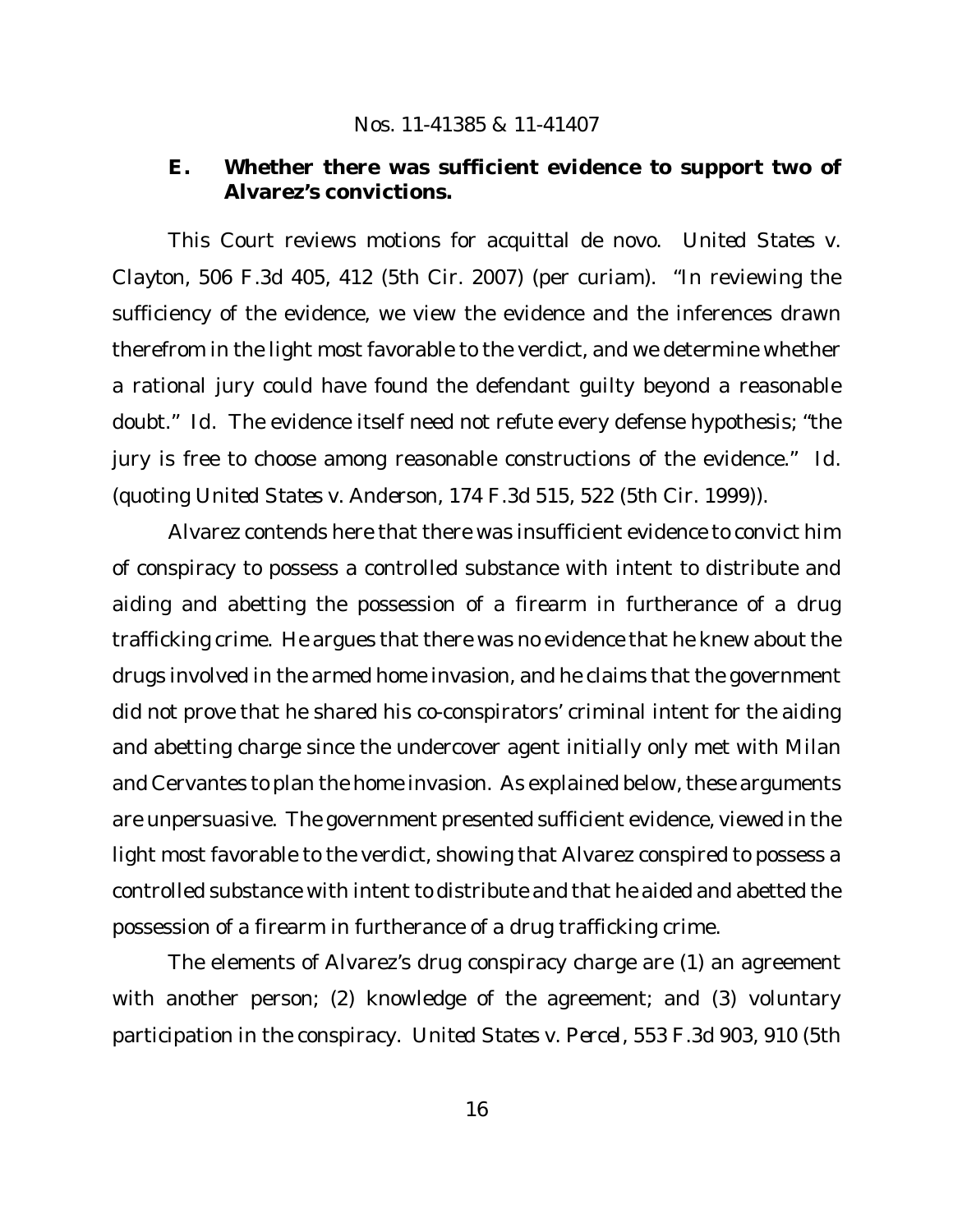### E. Whether there was sufficient evidence to support two of Alvarez's convictions.

This Court reviews motions for acquittal de novo. *United States v. Clayton*, 506 F.3d 405, 412 (5th Cir. 2007) (per curiam). "In reviewing the sufficiency of the evidence, we view the evidence and the inferences drawn therefrom in the light most favorable to the verdict, and we determine whether a rational jury could have found the defendant guilty beyond a reasonable doubt." *Id.* The evidence itself need not refute every defense hypothesis; "the jury is free to choose among reasonable constructions of the evidence." *Id.* (quoting *United States v. Anderson*, 174 F.3d 515, 522 (5th Cir. 1999)).

Alvarez contends here that there was insufficient evidence to convict him of conspiracy to possess a controlled substance with intent to distribute and aiding and abetting the possession of a firearm in furtherance of a drug trafficking crime. He argues that there was no evidence that he knew about the drugs involved in the armed home invasion, and he claims that the government did not prove that he shared his co-conspirators' criminal intent for the aiding and abetting charge since the undercover agent initially only met with Milan and Cervantes to plan the home invasion. As explained below, these arguments are unpersuasive. The government presented sufficient evidence, viewed in the light most favorable to the verdict, showing that Alvarez conspired to possess a controlled substance with intent to distribute and that he aided and abetted the possession of a firearm in furtherance of a drug trafficking crime.

The elements of Alvarez's drug conspiracy charge are (1) an agreement with another person; (2) knowledge of the agreement; and (3) voluntary participation in the conspiracy. *United States v. Percel*, 553 F.3d 903, 910 (5th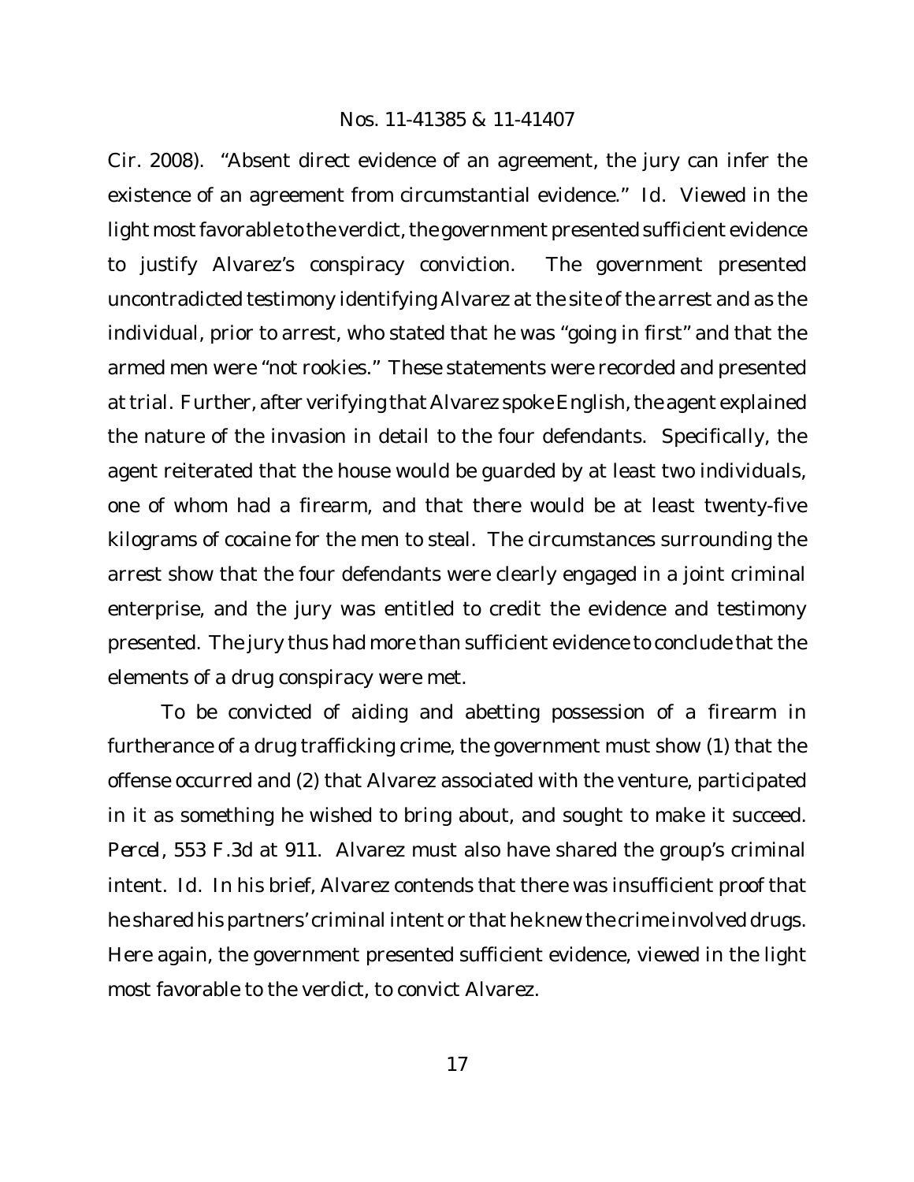Cir. 2008). "Absent direct evidence of an agreement, the jury can infer the existence of an agreement from circumstantial evidence." *Id.* Viewed in the light most favorable to the verdict, the government presented sufficient evidence to justify Alvarez's conspiracy conviction. The government presented uncontradicted testimony identifying Alvarez at the site of the arrest and as the individual, prior to arrest, who stated that he was "going in first" and that the armed men were "not rookies." These statements were recorded and presented at trial. Further, after verifying that Alvarez spoke English, the agent explained the nature of the invasion in detail to the four defendants. Specifically, the agent reiterated that the house would be guarded by at least two individuals, one of whom had a firearm, and that there would be at least twenty-five kilograms of cocaine for the men to steal. The circumstances surrounding the arrest show that the four defendants were clearly engaged in a joint criminal enterprise, and the jury was entitled to credit the evidence and testimony presented. The jury thus had more than sufficient evidence to conclude that the elements of a drug conspiracy were met.

To be convicted of aiding and abetting possession of a firearm in furtherance of a drug trafficking crime, the government must show (1) that the offense occurred and (2) that Alvarez associated with the venture, participated in it as something he wished to bring about, and sought to make it succeed. *Percel*, 553 F.3d at 911. Alvarez must also have shared the group's criminal intent. *Id.* In his brief, Alvarez contends that there was insufficient proof that he shared his partners' criminal intent or that he knew the crime involved drugs. Here again, the government presented sufficient evidence, viewed in the light most favorable to the verdict, to convict Alvarez.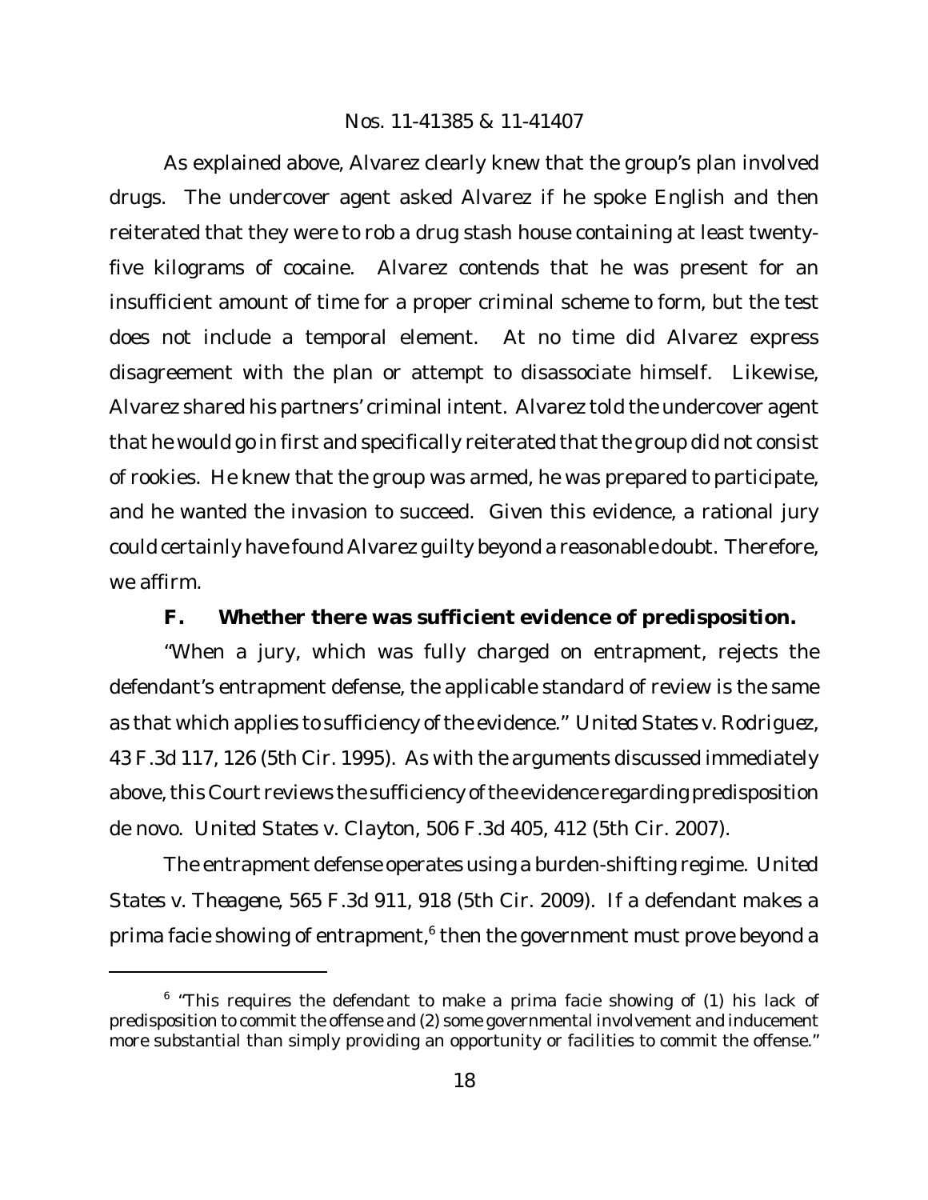As explained above, Alvarez clearly knew that the group's plan involved drugs. The undercover agent asked Alvarez if he spoke English and then reiterated that they were to rob a drug stash house containing at least twenty-five kilograms of cocaine. Alvarez contends that he was present for an insufficient amount of time for a proper criminal scheme to form, but the test does not include a temporal element. At no time did Alvarez express disagreement with the plan or attempt to disassociate himself. Likewise, Alvarez shared his partners' criminal intent. Alvarez told the undercover agent that he would go in first and specifically reiterated that the group did not consist of rookies. He knew that the group was armed, he was prepared to participate, and he wanted the invasion to succeed. Given this evidence, a rational jury could certainly have found Alvarez guilty beyond a reasonable doubt. Therefore, we affirm.

### F. Whether there was sufficient evidence of predisposition.

"When a jury, which was fully charged on entrapment, rejects the defendant's entrapment defense, the applicable standard of review is the same as that which applies to sufficiency of the evidence." *United States v. Rodriguez*, 43 F.3d 117, 126 (5th Cir. 1995). As with the arguments discussed immediately above, this Court reviews the sufficiency of the evidence regarding predisposition de novo. *United States v. Clayton*, 506 F.3d 405, 412 (5th Cir. 2007).

The entrapment defense operates using a burden-shifting regime. *United States v. Theagene*, 565 F.3d 911, 918 (5th Cir. 2009). If a defendant makes a prima facie showing of entrapment,[6] then the government must prove beyond a

[6] "This requires the defendant to make a prima facie showing of (1) his lack of predisposition to commit the offense and (2) some governmental involvement and inducement more substantial than simply providing an opportunity or facilities to commit the offense."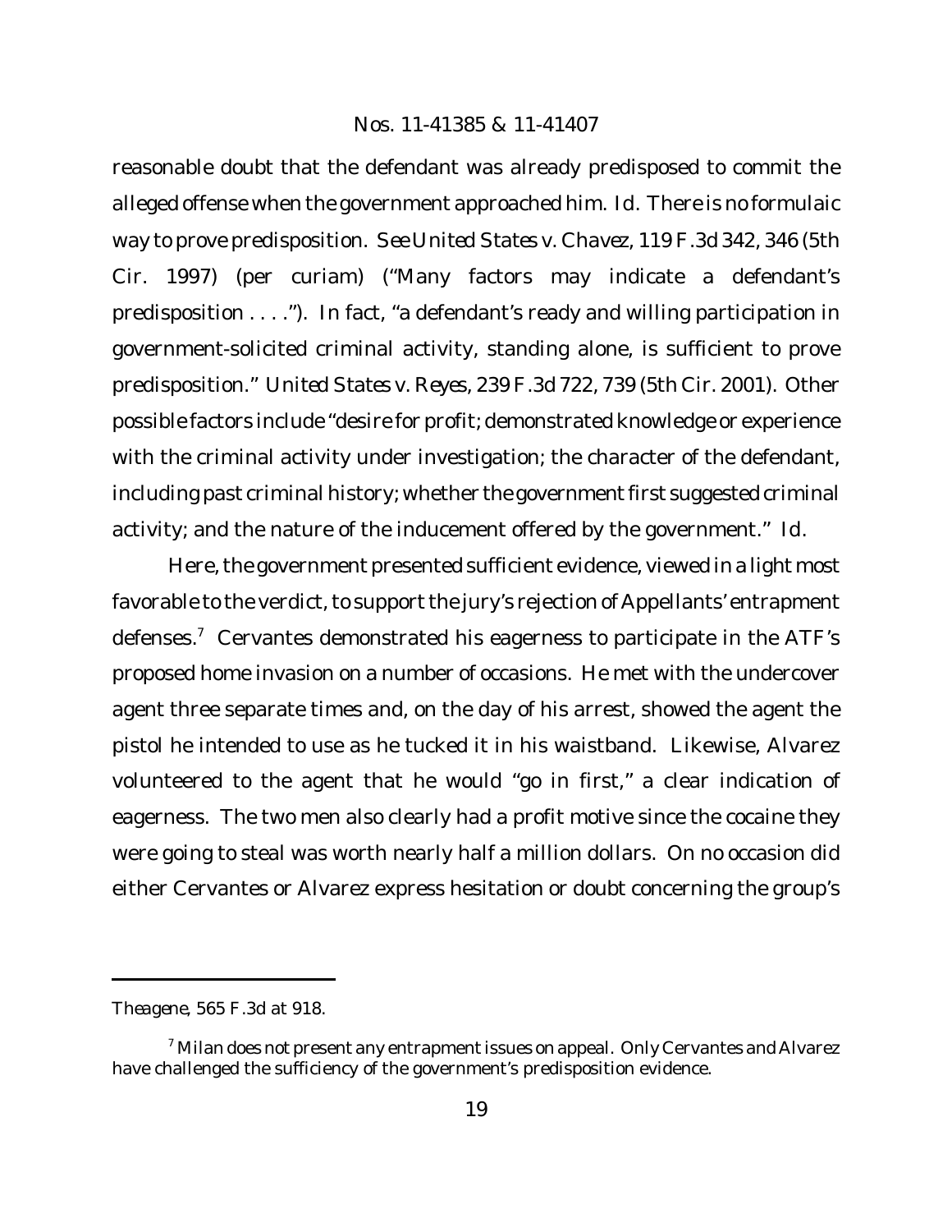reasonable doubt that the defendant was already predisposed to commit the alleged offense when the government approached him. *Id.* There is no formulaic way to prove predisposition. *See United States v. Chavez*, 119 F.3d 342, 346 (5th Cir. 1997) (per curiam) ("Many factors may indicate a defendant's predisposition . . . ."). In fact, "a defendant's ready and willing participation in government-solicited criminal activity, standing alone, is sufficient to prove predisposition." *United States v. Reyes*, 239 F.3d 722, 739 (5th Cir. 2001). Other possible factors include "desire for profit; demonstrated knowledge or experience with the criminal activity under investigation; the character of the defendant, including past criminal history; whether the government first suggested criminal activity; and the nature of the inducement offered by the government." *Id.*

Here, the government presented sufficient evidence, viewed in a light most favorable to the verdict, to support the jury's rejection of Appellants' entrapment defenses.[7] Cervantes demonstrated his eagerness to participate in the ATF's proposed home invasion on a number of occasions. He met with the undercover agent three separate times and, on the day of his arrest, showed the agent the pistol he intended to use as he tucked it in his waistband. Likewise, Alvarez volunteered to the agent that he would "go in first," a clear indication of eagerness. The two men also clearly had a profit motive since the cocaine they were going to steal was worth nearly half a million dollars. On no occasion did either Cervantes or Alvarez express hesitation or doubt concerning the group's

---

*Theagene*, 565 F.3d at 918.

[7] Milan does not present any entrapment issues on appeal. Only Cervantes and Alvarez have challenged the sufficiency of the government's predisposition evidence.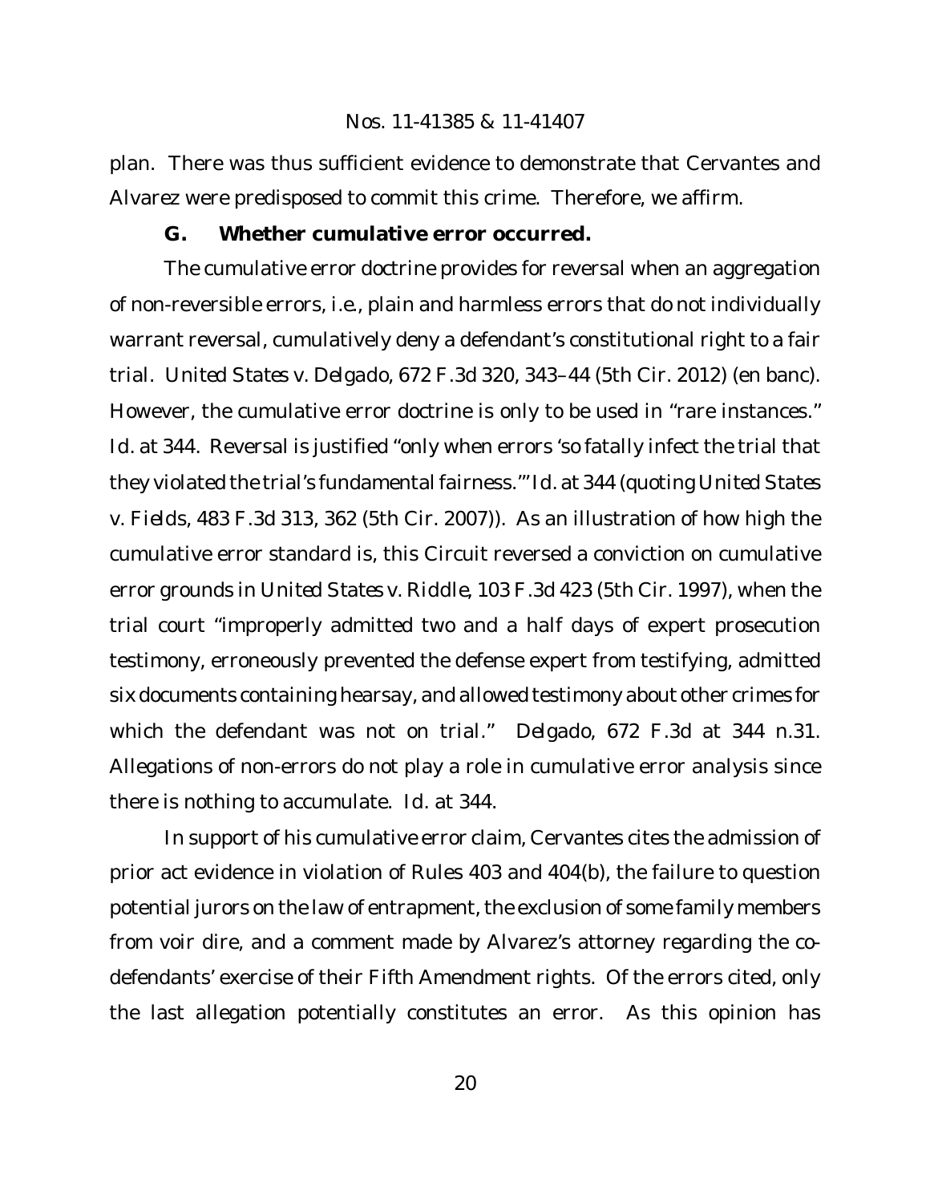plan. There was thus sufficient evidence to demonstrate that Cervantes and Alvarez were predisposed to commit this crime. Therefore, we affirm.

### G. Whether cumulative error occurred.

The cumulative error doctrine provides for reversal when an aggregation of non-reversible errors, i.e., plain and harmless errors that do not individually warrant reversal, cumulatively deny a defendant's constitutional right to a fair trial. *United States v. Delgado*, 672 F.3d 320, 343–44 (5th Cir. 2012) (en banc). However, the cumulative error doctrine is only to be used in "rare instances." *Id.* at 344. Reversal is justified "only when errors 'so fatally infect the trial that they violated the trial's fundamental fairness.'" *Id.* at 344 (quoting *United States v. Fields*, 483 F.3d 313, 362 (5th Cir. 2007)). As an illustration of how high the cumulative error standard is, this Circuit reversed a conviction on cumulative error grounds in *United States v. Riddle*, 103 F.3d 423 (5th Cir. 1997), when the trial court "improperly admitted two and a half days of expert prosecution testimony, erroneously prevented the defense expert from testifying, admitted six documents containing hearsay, and allowed testimony about other crimes for which the defendant was not on trial." *Delgado*, 672 F.3d at 344 n.31. Allegations of non-errors do not play a role in cumulative error analysis since there is nothing to accumulate. *Id.* at 344.

In support of his cumulative error claim, Cervantes cites the admission of prior act evidence in violation of Rules 403 and 404(b), the failure to question potential jurors on the law of entrapment, the exclusion of some family members from voir dire, and a comment made by Alvarez's attorney regarding the co-defendants' exercise of their Fifth Amendment rights. Of the errors cited, only the last allegation potentially constitutes an error. As this opinion has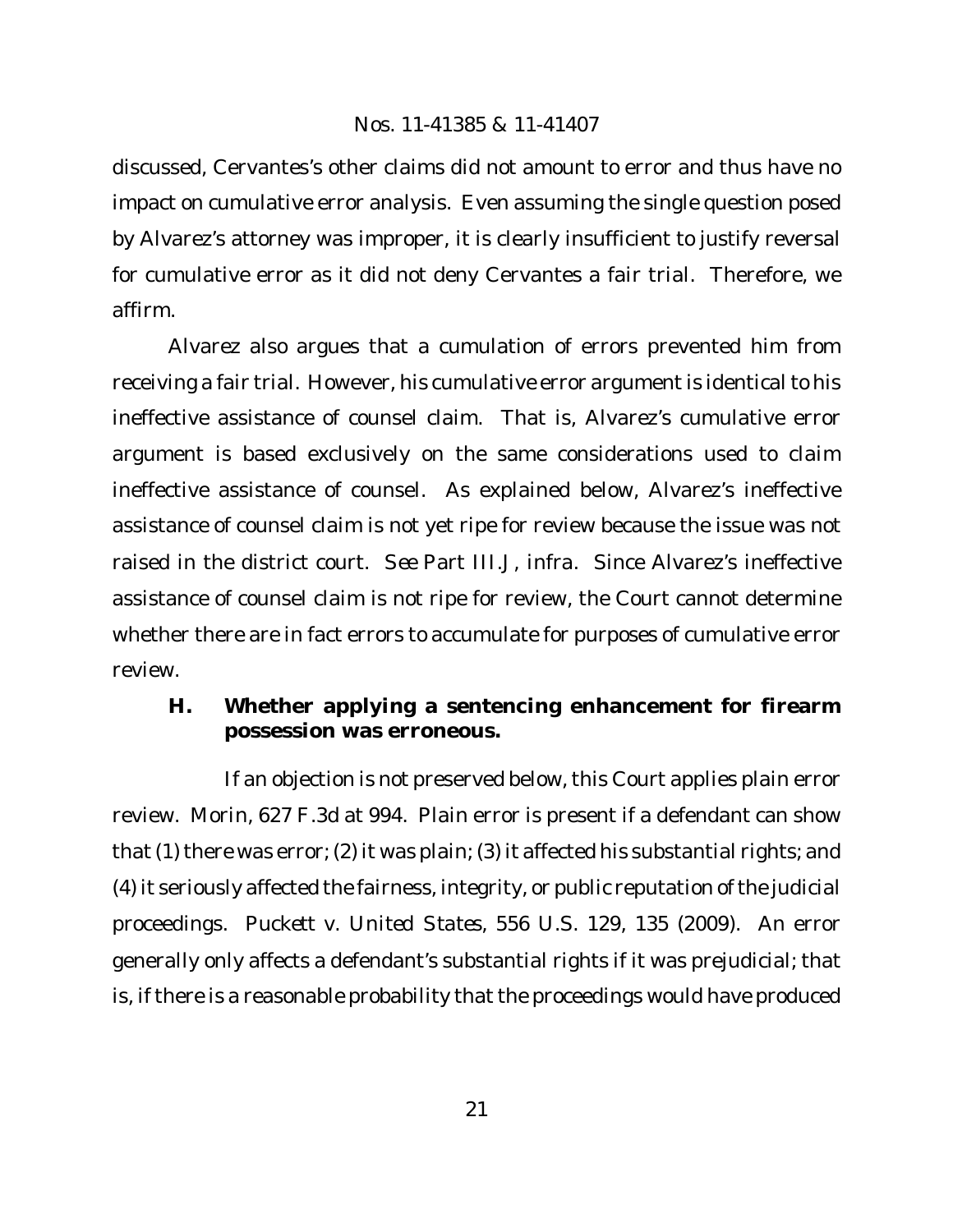discussed, Cervantes's other claims did not amount to error and thus have no impact on cumulative error analysis. Even assuming the single question posed by Alvarez's attorney was improper, it is clearly insufficient to justify reversal for cumulative error as it did not deny Cervantes a fair trial. Therefore, we affirm.

Alvarez also argues that a cumulation of errors prevented him from receiving a fair trial. However, his cumulative error argument is identical to his ineffective assistance of counsel claim. That is, Alvarez's cumulative error argument is based exclusively on the same considerations used to claim ineffective assistance of counsel. As explained below, Alvarez's ineffective assistance of counsel claim is not yet ripe for review because the issue was not raised in the district court. *See* Part III.J, *infra*. Since Alvarez's ineffective assistance of counsel claim is not ripe for review, the Court cannot determine whether there are in fact errors to accumulate for purposes of cumulative error review.

### H. Whether applying a sentencing enhancement for firearm possession was erroneous.

If an objection is not preserved below, this Court applies plain error review. *Morin*, 627 F.3d at 994. Plain error is present if a defendant can show that (1) there was error; (2) it was plain; (3) it affected his substantial rights; and (4) it seriously affected the fairness, integrity, or public reputation of the judicial proceedings. *Puckett v. United States*, 556 U.S. 129, 135 (2009). An error generally only affects a defendant's substantial rights if it was prejudicial; that is, if there is a reasonable probability that the proceedings would have produced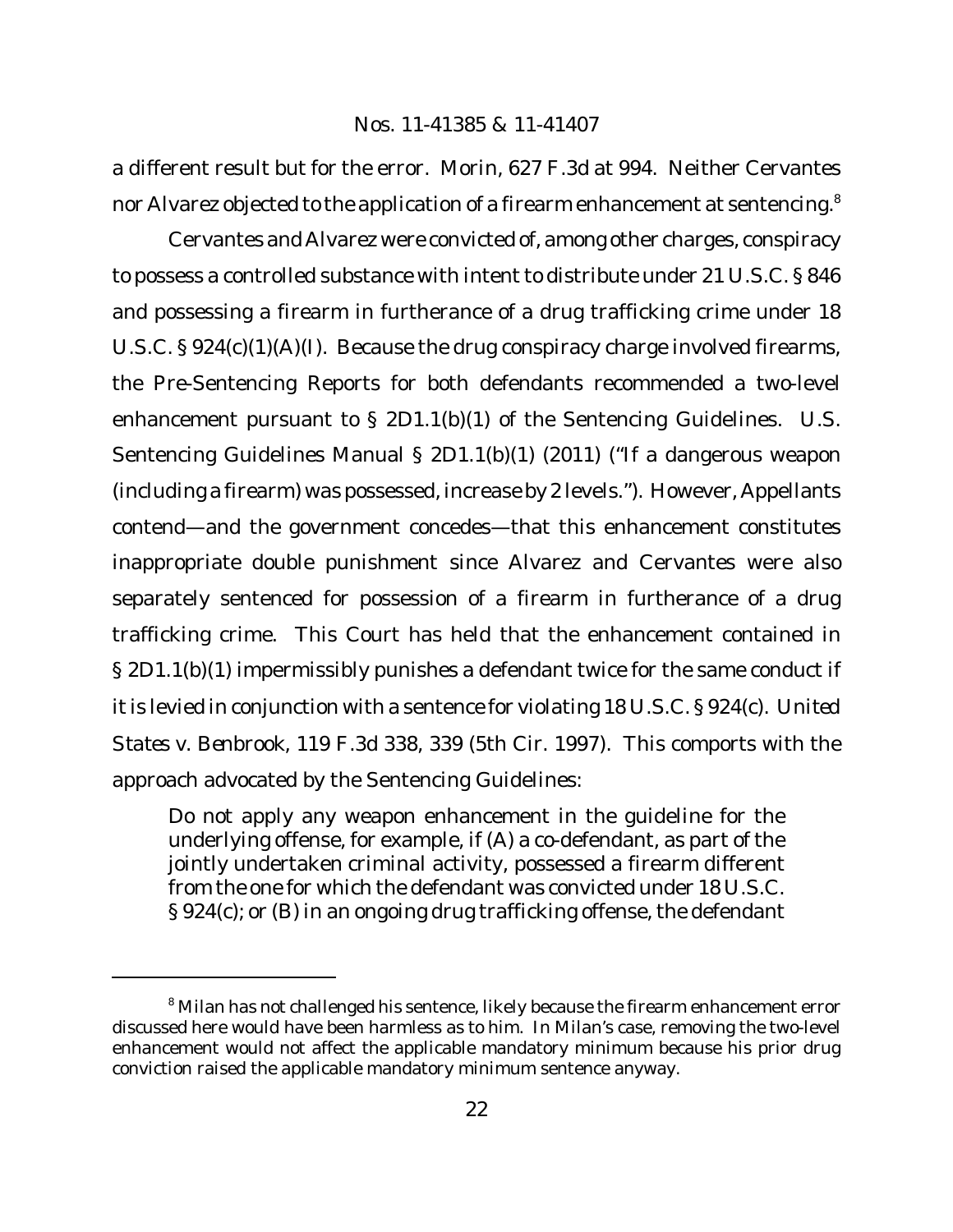a different result but for the error. *Morin*, 627 F.3d at 994. Neither Cervantes nor Alvarez objected to the application of a firearm enhancement at sentencing.[8]

Cervantes and Alvarez were convicted of, among other charges, conspiracy to possess a controlled substance with intent to distribute under 21 U.S.C. § 846 and possessing a firearm in furtherance of a drug trafficking crime under 18 U.S.C. § 924(c)(1)(A)(I). Because the drug conspiracy charge involved firearms, the Pre-Sentencing Reports for both defendants recommended a two-level enhancement pursuant to § 2D1.1(b)(1) of the Sentencing Guidelines. U.S. Sentencing Guidelines Manual § 2D1.1(b)(1) (2011) ("If a dangerous weapon (including a firearm) was possessed, increase by 2 levels."). However, Appellants contend—and the government concedes—that this enhancement constitutes inappropriate double punishment since Alvarez and Cervantes were also separately sentenced for possession of a firearm in furtherance of a drug trafficking crime. This Court has held that the enhancement contained in § 2D1.1(b)(1) impermissibly punishes a defendant twice for the same conduct if it is levied in conjunction with a sentence for violating 18 U.S.C. § 924(c). *United States v. Benbrook*, 119 F.3d 338, 339 (5th Cir. 1997). This comports with the approach advocated by the Sentencing Guidelines:

> Do not apply any weapon enhancement in the guideline for the underlying offense, for example, if (A) a co-defendant, as part of the jointly undertaken criminal activity, possessed a firearm different from the one for which the defendant was convicted under 18 U.S.C. § 924(c); or (B) in an ongoing drug trafficking offense, the defendant

---

[8] Milan has not challenged his sentence, likely because the firearm enhancement error discussed here would have been harmless as to him. In Milan's case, removing the two-level enhancement would not affect the applicable mandatory minimum because his prior drug conviction raised the applicable mandatory minimum sentence anyway.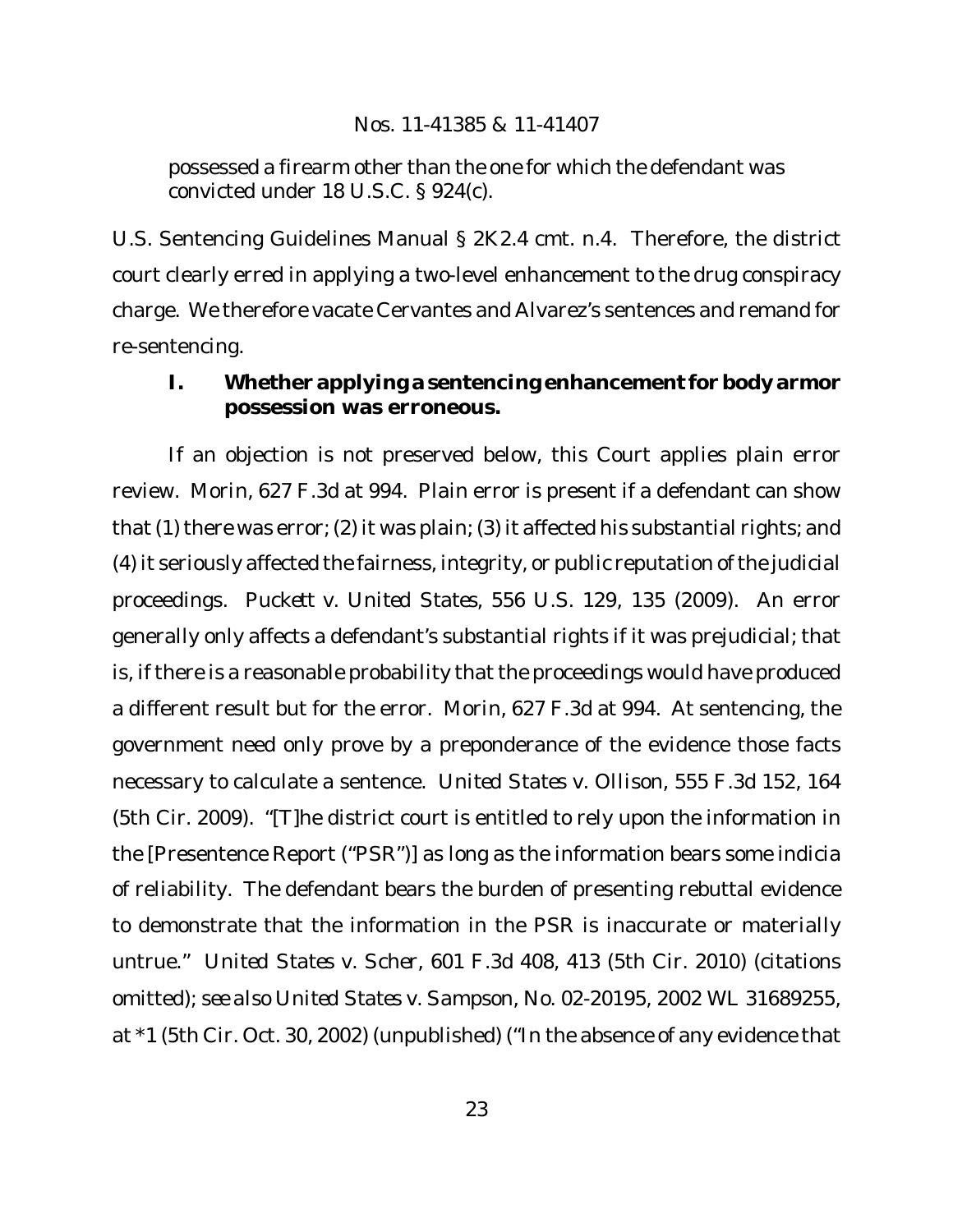possessed a firearm other than the one for which the defendant was convicted under 18 U.S.C. § 924(c).

U.S. Sentencing Guidelines Manual § 2K2.4 cmt. n.4. Therefore, the district court clearly erred in applying a two-level enhancement to the drug conspiracy charge. We therefore vacate Cervantes and Alvarez's sentences and remand for re-sentencing.

### I. Whether applying a sentencing enhancement for body armor possession was erroneous.

If an objection is not preserved below, this Court applies plain error review. *Morin*, 627 F.3d at 994. Plain error is present if a defendant can show that (1) there was error; (2) it was plain; (3) it affected his substantial rights; and (4) it seriously affected the fairness, integrity, or public reputation of the judicial proceedings. *Puckett v. United States*, 556 U.S. 129, 135 (2009). An error generally only affects a defendant's substantial rights if it was prejudicial; that is, if there is a reasonable probability that the proceedings would have produced a different result but for the error. *Morin*, 627 F.3d at 994. At sentencing, the government need only prove by a preponderance of the evidence those facts necessary to calculate a sentence. *United States v. Ollison*, 555 F.3d 152, 164 (5th Cir. 2009). "[T]he district court is entitled to rely upon the information in the [Presentence Report ("PSR")] as long as the information bears some indicia of reliability. The defendant bears the burden of presenting rebuttal evidence to demonstrate that the information in the PSR is inaccurate or materially untrue." *United States v. Scher*, 601 F.3d 408, 413 (5th Cir. 2010) (citations omitted); *see also United States v. Sampson*, No. 02-20195, 2002 WL 31689255, at *1 (5th Cir. Oct. 30, 2002) (unpublished) ("In the absence of any evidence that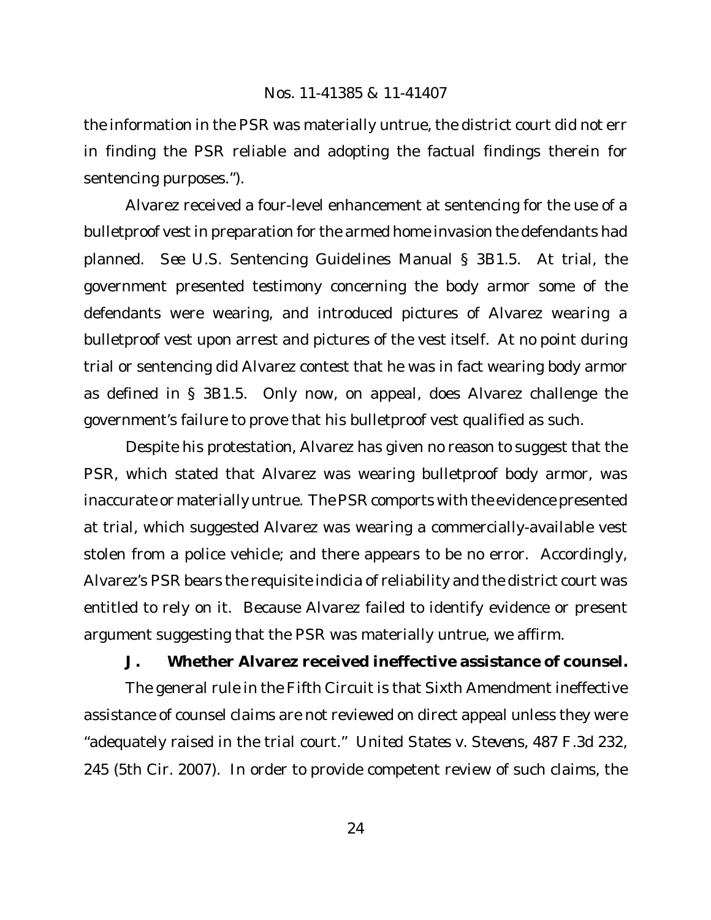the information in the PSR was materially untrue, the district court did not err in finding the PSR reliable and adopting the factual findings therein for sentencing purposes.").

Alvarez received a four-level enhancement at sentencing for the use of a bulletproof vest in preparation for the armed home invasion the defendants had planned. *See* U.S. Sentencing Guidelines Manual § 3B1.5. At trial, the government presented testimony concerning the body armor some of the defendants were wearing, and introduced pictures of Alvarez wearing a bulletproof vest upon arrest and pictures of the vest itself. At no point during trial or sentencing did Alvarez contest that he was in fact wearing body armor as defined in § 3B1.5. Only now, on appeal, does Alvarez challenge the government's failure to prove that his bulletproof vest qualified as such.

Despite his protestation, Alvarez has given no reason to suggest that the PSR, which stated that Alvarez was wearing bulletproof body armor, was inaccurate or materially untrue. The PSR comports with the evidence presented at trial, which suggested Alvarez was wearing a commercially-available vest stolen from a police vehicle; and there appears to be no error. Accordingly, Alvarez's PSR bears the requisite indicia of reliability and the district court was entitled to rely on it. Because Alvarez failed to identify evidence or present argument suggesting that the PSR was materially untrue, we affirm.

### J. Whether Alvarez received ineffective assistance of counsel.

The general rule in the Fifth Circuit is that Sixth Amendment ineffective assistance of counsel claims are not reviewed on direct appeal unless they were "adequately raised in the trial court." *United States v. Stevens*, 487 F.3d 232, 245 (5th Cir. 2007). In order to provide competent review of such claims, the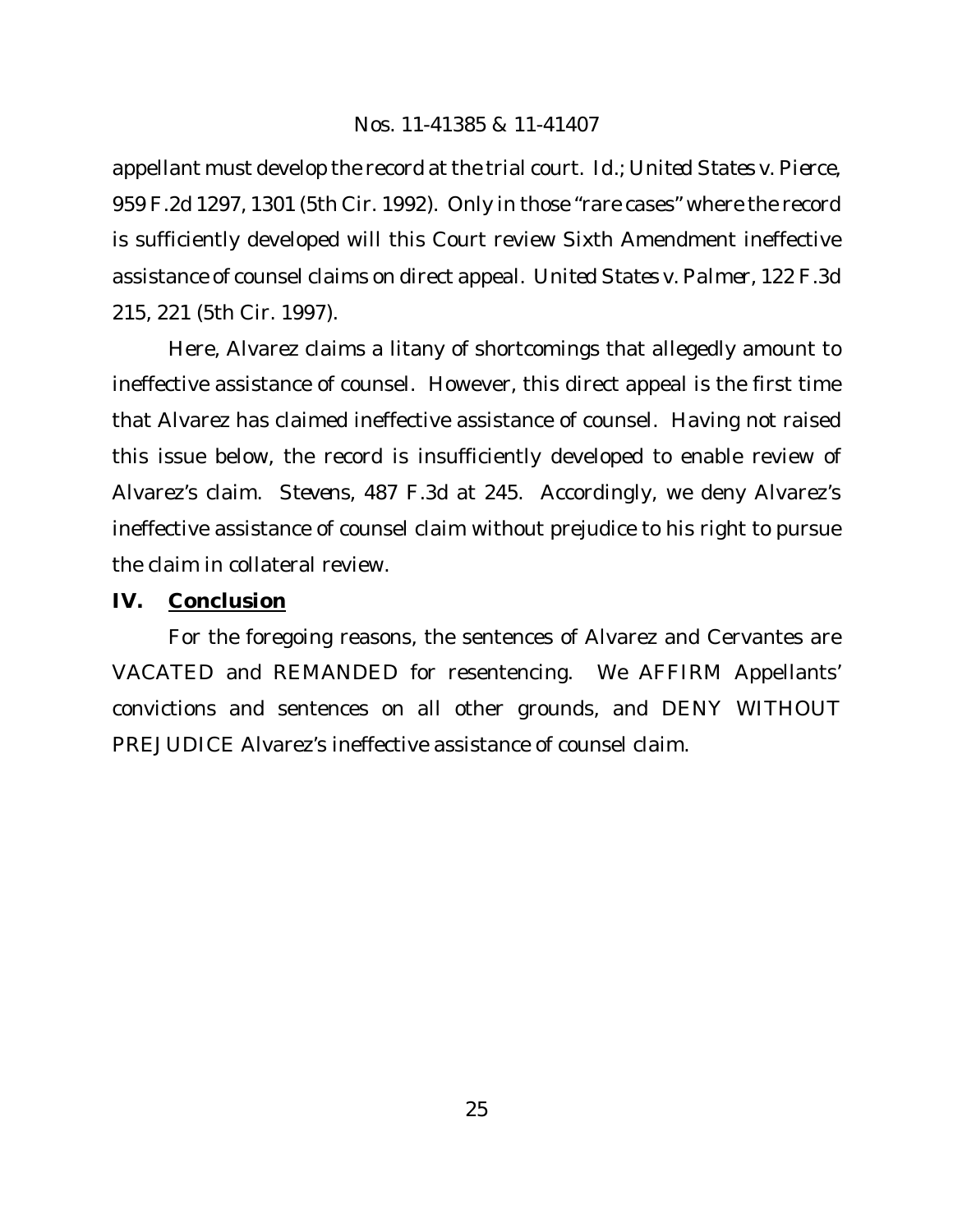appellant must develop the record at the trial court. *Id.*; *United States v. Pierce*, 959 F.2d 1297, 1301 (5th Cir. 1992). Only in those "rare cases" where the record is sufficiently developed will this Court review Sixth Amendment ineffective assistance of counsel claims on direct appeal. *United States v. Palmer*, 122 F.3d 215, 221 (5th Cir. 1997).

Here, Alvarez claims a litany of shortcomings that allegedly amount to ineffective assistance of counsel. However, this direct appeal is the first time that Alvarez has claimed ineffective assistance of counsel. Having not raised this issue below, the record is insufficiently developed to enable review of Alvarez's claim. *Stevens*, 487 F.3d at 245. Accordingly, we deny Alvarez's ineffective assistance of counsel claim without prejudice to his right to pursue the claim in collateral review.

## IV. Conclusion

For the foregoing reasons, the sentences of Alvarez and Cervantes are VACATED and REMANDED for resentencing. We AFFIRM Appellants' convictions and sentences on all other grounds, and DENY WITHOUT PREJUDICE Alvarez's ineffective assistance of counsel claim.